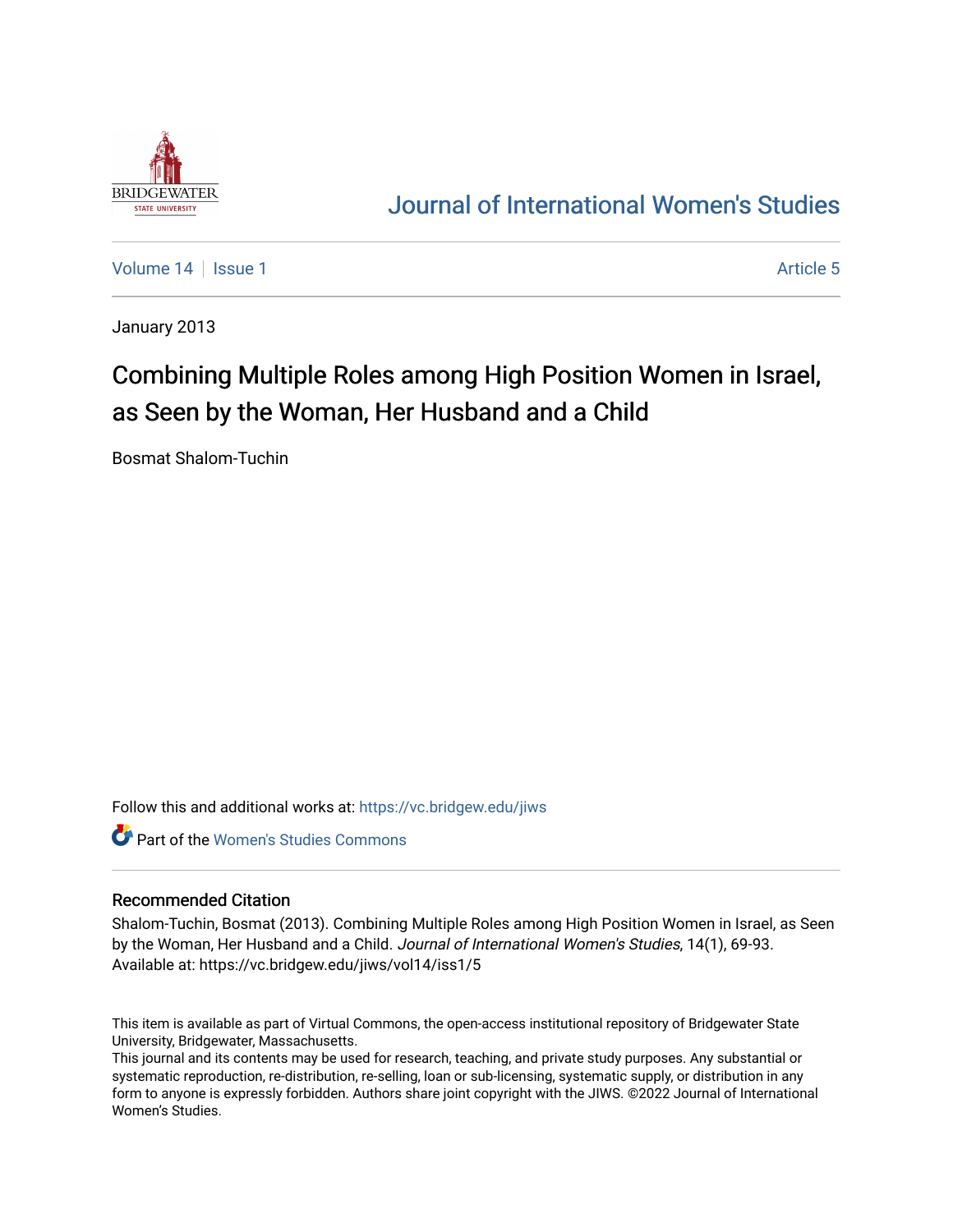BRIDGEWATER STATE UNIVERSITY

Journal of International Women's Studies

Volume 14 | Issue 1 — Article 5

January 2013

# Combining Multiple Roles among High Position Women in Israel, as Seen by the Woman, Her Husband and a Child

Bosmat Shalom-Tuchin

Follow this and additional works at: https://vc.bridgew.edu/jiws

Part of the Women's Studies Commons

## Recommended Citation

Shalom-Tuchin, Bosmat (2013). Combining Multiple Roles among High Position Women in Israel, as Seen by the Woman, Her Husband and a Child. *Journal of International Women's Studies*, 14(1), 69-93.
Available at: https://vc.bridgew.edu/jiws/vol14/iss1/5

This item is available as part of Virtual Commons, the open-access institutional repository of Bridgewater State University, Bridgewater, Massachusetts.
This journal and its contents may be used for research, teaching, and private study purposes. Any substantial or systematic reproduction, re-distribution, re-selling, loan or sub-licensing, systematic supply, or distribution in any form to anyone is expressly forbidden. Authors share joint copyright with the JIWS. ©2022 Journal of International Women's Studies.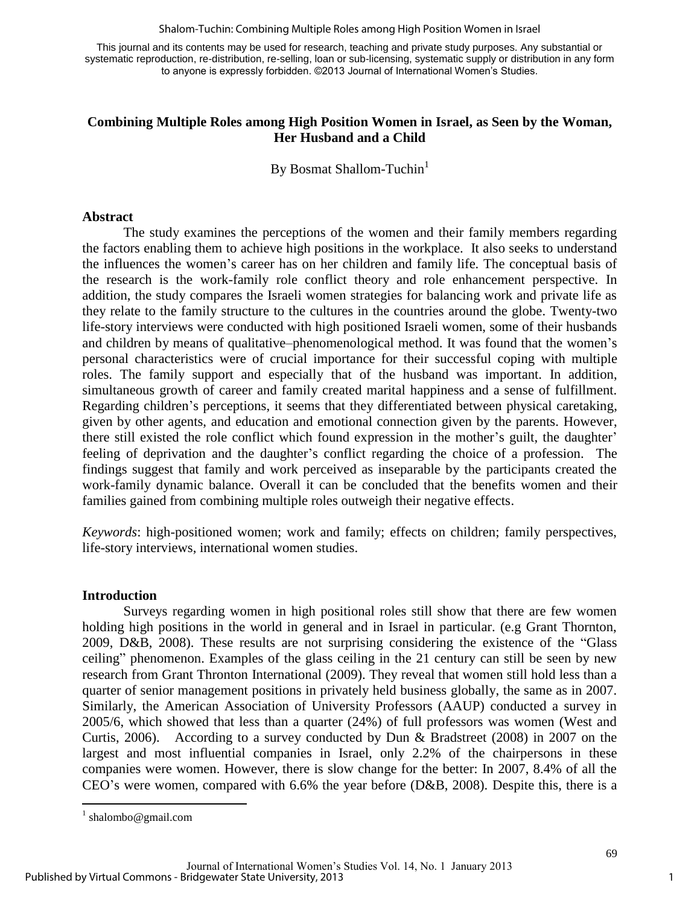This journal and its contents may be used for research, teaching and private study purposes. Any substantial or systematic reproduction, re-distribution, re-selling, loan or sub-licensing, systematic supply or distribution in any form to anyone is expressly forbidden. ©2013 Journal of International Women's Studies.

# Combining Multiple Roles among High Position Women in Israel, as Seen by the Woman, Her Husband and a Child

By Bosmat Shallom-Tuchin[1]

## Abstract

The study examines the perceptions of the women and their family members regarding the factors enabling them to achieve high positions in the workplace. It also seeks to understand the influences the women's career has on her children and family life. The conceptual basis of the research is the work-family role conflict theory and role enhancement perspective. In addition, the study compares the Israeli women strategies for balancing work and private life as they relate to the family structure to the cultures in the countries around the globe. Twenty-two life-story interviews were conducted with high positioned Israeli women, some of their husbands and children by means of qualitative–phenomenological method. It was found that the women's personal characteristics were of crucial importance for their successful coping with multiple roles. The family support and especially that of the husband was important. In addition, simultaneous growth of career and family created marital happiness and a sense of fulfillment. Regarding children's perceptions, it seems that they differentiated between physical caretaking, given by other agents, and education and emotional connection given by the parents. However, there still existed the role conflict which found expression in the mother's guilt, the daughter' feeling of deprivation and the daughter's conflict regarding the choice of a profession. The findings suggest that family and work perceived as inseparable by the participants created the work-family dynamic balance. Overall it can be concluded that the benefits women and their families gained from combining multiple roles outweigh their negative effects.

*Keywords*: high-positioned women; work and family; effects on children; family perspectives, life-story interviews, international women studies.

## Introduction

Surveys regarding women in high positional roles still show that there are few women holding high positions in the world in general and in Israel in particular. (e.g Grant Thornton, 2009, D&B, 2008). These results are not surprising considering the existence of the "Glass ceiling" phenomenon. Examples of the glass ceiling in the 21 century can still be seen by new research from Grant Thronton International (2009). They reveal that women still hold less than a quarter of senior management positions in privately held business globally, the same as in 2007. Similarly, the American Association of University Professors (AAUP) conducted a survey in 2005/6, which showed that less than a quarter (24%) of full professors was women (West and Curtis, 2006). According to a survey conducted by Dun & Bradstreet (2008) in 2007 on the largest and most influential companies in Israel, only 2.2% of the chairpersons in these companies were women. However, there is slow change for the better: In 2007, 8.4% of all the CEO's were women, compared with 6.6% the year before (D&B, 2008). Despite this, there is a

[1] shalombo@gmail.com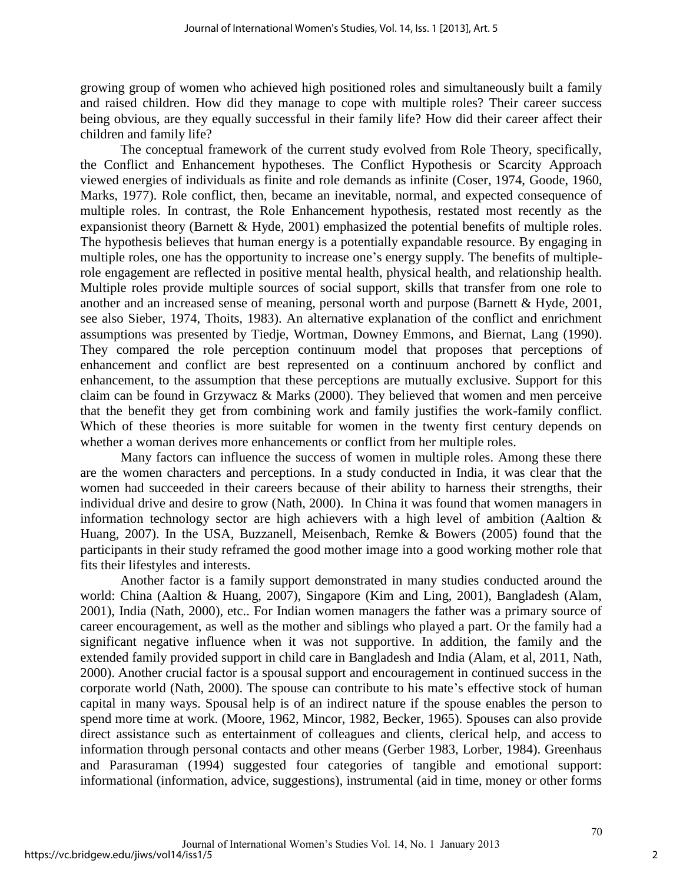growing group of women who achieved high positioned roles and simultaneously built a family and raised children. How did they manage to cope with multiple roles? Their career success being obvious, are they equally successful in their family life? How did their career affect their children and family life?

The conceptual framework of the current study evolved from Role Theory, specifically, the Conflict and Enhancement hypotheses. The Conflict Hypothesis or Scarcity Approach viewed energies of individuals as finite and role demands as infinite (Coser, 1974, Goode, 1960, Marks, 1977). Role conflict, then, became an inevitable, normal, and expected consequence of multiple roles. In contrast, the Role Enhancement hypothesis, restated most recently as the expansionist theory (Barnett & Hyde, 2001) emphasized the potential benefits of multiple roles. The hypothesis believes that human energy is a potentially expandable resource. By engaging in multiple roles, one has the opportunity to increase one's energy supply. The benefits of multiple-role engagement are reflected in positive mental health, physical health, and relationship health. Multiple roles provide multiple sources of social support, skills that transfer from one role to another and an increased sense of meaning, personal worth and purpose (Barnett & Hyde, 2001, see also Sieber, 1974, Thoits, 1983). An alternative explanation of the conflict and enrichment assumptions was presented by Tiedje, Wortman, Downey Emmons, and Biernat, Lang (1990). They compared the role perception continuum model that proposes that perceptions of enhancement and conflict are best represented on a continuum anchored by conflict and enhancement, to the assumption that these perceptions are mutually exclusive. Support for this claim can be found in Grzywacz & Marks (2000). They believed that women and men perceive that the benefit they get from combining work and family justifies the work-family conflict. Which of these theories is more suitable for women in the twenty first century depends on whether a woman derives more enhancements or conflict from her multiple roles.

Many factors can influence the success of women in multiple roles. Among these there are the women characters and perceptions. In a study conducted in India, it was clear that the women had succeeded in their careers because of their ability to harness their strengths, their individual drive and desire to grow (Nath, 2000). In China it was found that women managers in information technology sector are high achievers with a high level of ambition (Aaltion & Huang, 2007). In the USA, Buzzanell, Meisenbach, Remke & Bowers (2005) found that the participants in their study reframed the good mother image into a good working mother role that fits their lifestyles and interests.

Another factor is a family support demonstrated in many studies conducted around the world: China (Aaltion & Huang, 2007), Singapore (Kim and Ling, 2001), Bangladesh (Alam, 2001), India (Nath, 2000), etc.. For Indian women managers the father was a primary source of career encouragement, as well as the mother and siblings who played a part. Or the family had a significant negative influence when it was not supportive. In addition, the family and the extended family provided support in child care in Bangladesh and India (Alam, et al, 2011, Nath, 2000). Another crucial factor is a spousal support and encouragement in continued success in the corporate world (Nath, 2000). The spouse can contribute to his mate's effective stock of human capital in many ways. Spousal help is of an indirect nature if the spouse enables the person to spend more time at work. (Moore, 1962, Mincor, 1982, Becker, 1965). Spouses can also provide direct assistance such as entertainment of colleagues and clients, clerical help, and access to information through personal contacts and other means (Gerber 1983, Lorber, 1984). Greenhaus and Parasuraman (1994) suggested four categories of tangible and emotional support: informational (information, advice, suggestions), instrumental (aid in time, money or other forms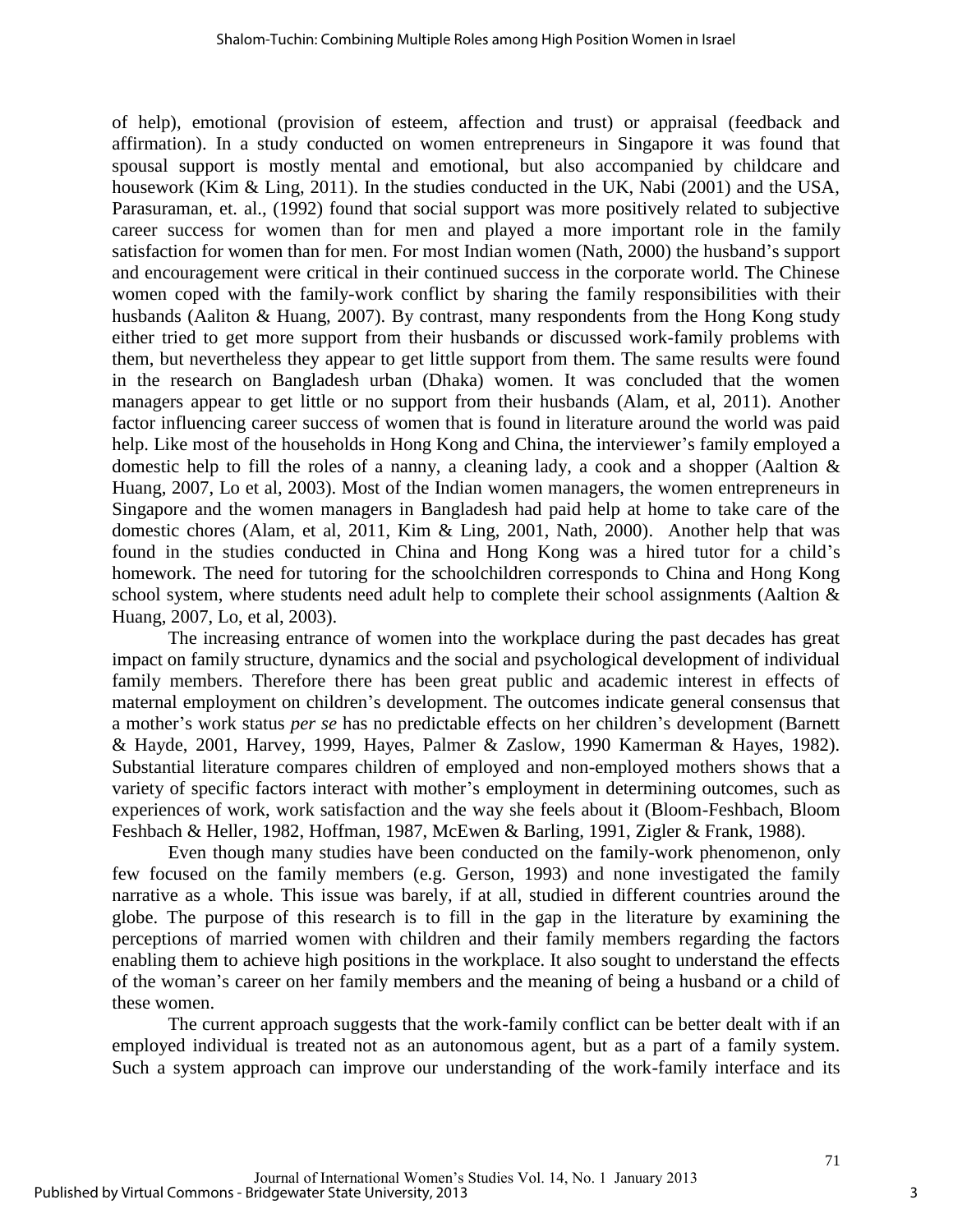of help), emotional (provision of esteem, affection and trust) or appraisal (feedback and affirmation). In a study conducted on women entrepreneurs in Singapore it was found that spousal support is mostly mental and emotional, but also accompanied by childcare and housework (Kim & Ling, 2011). In the studies conducted in the UK, Nabi (2001) and the USA, Parasuraman, et. al., (1992) found that social support was more positively related to subjective career success for women than for men and played a more important role in the family satisfaction for women than for men. For most Indian women (Nath, 2000) the husband's support and encouragement were critical in their continued success in the corporate world. The Chinese women coped with the family-work conflict by sharing the family responsibilities with their husbands (Aaliton & Huang, 2007). By contrast, many respondents from the Hong Kong study either tried to get more support from their husbands or discussed work-family problems with them, but nevertheless they appear to get little support from them. The same results were found in the research on Bangladesh urban (Dhaka) women. It was concluded that the women managers appear to get little or no support from their husbands (Alam, et al, 2011). Another factor influencing career success of women that is found in literature around the world was paid help. Like most of the households in Hong Kong and China, the interviewer's family employed a domestic help to fill the roles of a nanny, a cleaning lady, a cook and a shopper (Aaltion & Huang, 2007, Lo et al, 2003). Most of the Indian women managers, the women entrepreneurs in Singapore and the women managers in Bangladesh had paid help at home to take care of the domestic chores (Alam, et al, 2011, Kim & Ling, 2001, Nath, 2000). Another help that was found in the studies conducted in China and Hong Kong was a hired tutor for a child's homework. The need for tutoring for the schoolchildren corresponds to China and Hong Kong school system, where students need adult help to complete their school assignments (Aaltion & Huang, 2007, Lo, et al, 2003).

The increasing entrance of women into the workplace during the past decades has great impact on family structure, dynamics and the social and psychological development of individual family members. Therefore there has been great public and academic interest in effects of maternal employment on children's development. The outcomes indicate general consensus that a mother's work status *per se* has no predictable effects on her children's development (Barnett & Hayde, 2001, Harvey, 1999, Hayes, Palmer & Zaslow, 1990 Kamerman & Hayes, 1982). Substantial literature compares children of employed and non-employed mothers shows that a variety of specific factors interact with mother's employment in determining outcomes, such as experiences of work, work satisfaction and the way she feels about it (Bloom-Feshbach, Bloom Feshbach & Heller, 1982, Hoffman, 1987, McEwen & Barling, 1991, Zigler & Frank, 1988).

Even though many studies have been conducted on the family-work phenomenon, only few focused on the family members (e.g. Gerson, 1993) and none investigated the family narrative as a whole. This issue was barely, if at all, studied in different countries around the globe. The purpose of this research is to fill in the gap in the literature by examining the perceptions of married women with children and their family members regarding the factors enabling them to achieve high positions in the workplace. It also sought to understand the effects of the woman's career on her family members and the meaning of being a husband or a child of these women.

The current approach suggests that the work-family conflict can be better dealt with if an employed individual is treated not as an autonomous agent, but as a part of a family system. Such a system approach can improve our understanding of the work-family interface and its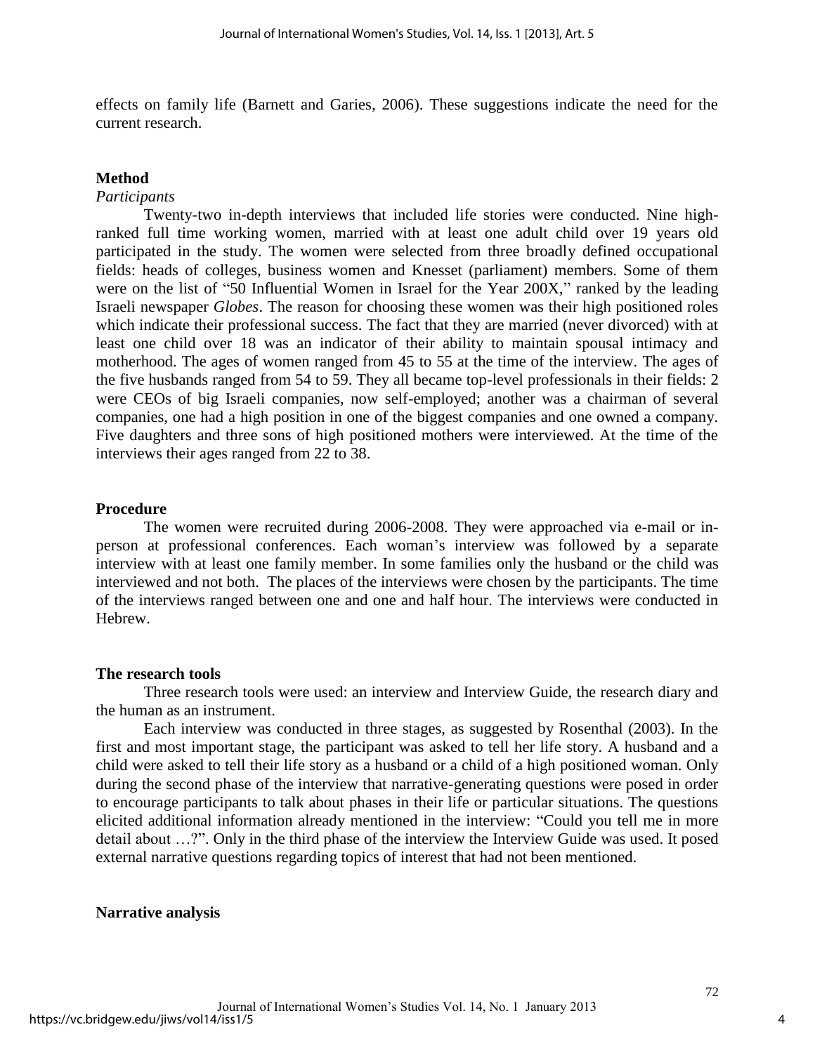effects on family life (Barnett and Garies, 2006). These suggestions indicate the need for the current research.

## Method

### *Participants*

Twenty-two in-depth interviews that included life stories were conducted. Nine high-ranked full time working women, married with at least one adult child over 19 years old participated in the study. The women were selected from three broadly defined occupational fields: heads of colleges, business women and Knesset (parliament) members. Some of them were on the list of "50 Influential Women in Israel for the Year 200X," ranked by the leading Israeli newspaper *Globes*. The reason for choosing these women was their high positioned roles which indicate their professional success. The fact that they are married (never divorced) with at least one child over 18 was an indicator of their ability to maintain spousal intimacy and motherhood. The ages of women ranged from 45 to 55 at the time of the interview. The ages of the five husbands ranged from 54 to 59. They all became top-level professionals in their fields: 2 were CEOs of big Israeli companies, now self-employed; another was a chairman of several companies, one had a high position in one of the biggest companies and one owned a company. Five daughters and three sons of high positioned mothers were interviewed. At the time of the interviews their ages ranged from 22 to 38.

## Procedure

The women were recruited during 2006-2008. They were approached via e-mail or in-person at professional conferences. Each woman's interview was followed by a separate interview with at least one family member. In some families only the husband or the child was interviewed and not both. The places of the interviews were chosen by the participants. The time of the interviews ranged between one and one and half hour. The interviews were conducted in Hebrew.

## The research tools

Three research tools were used: an interview and Interview Guide, the research diary and the human as an instrument.

Each interview was conducted in three stages, as suggested by Rosenthal (2003). In the first and most important stage, the participant was asked to tell her life story. A husband and a child were asked to tell their life story as a husband or a child of a high positioned woman. Only during the second phase of the interview that narrative-generating questions were posed in order to encourage participants to talk about phases in their life or particular situations. The questions elicited additional information already mentioned in the interview: "Could you tell me in more detail about …?". Only in the third phase of the interview the Interview Guide was used. It posed external narrative questions regarding topics of interest that had not been mentioned.

## Narrative analysis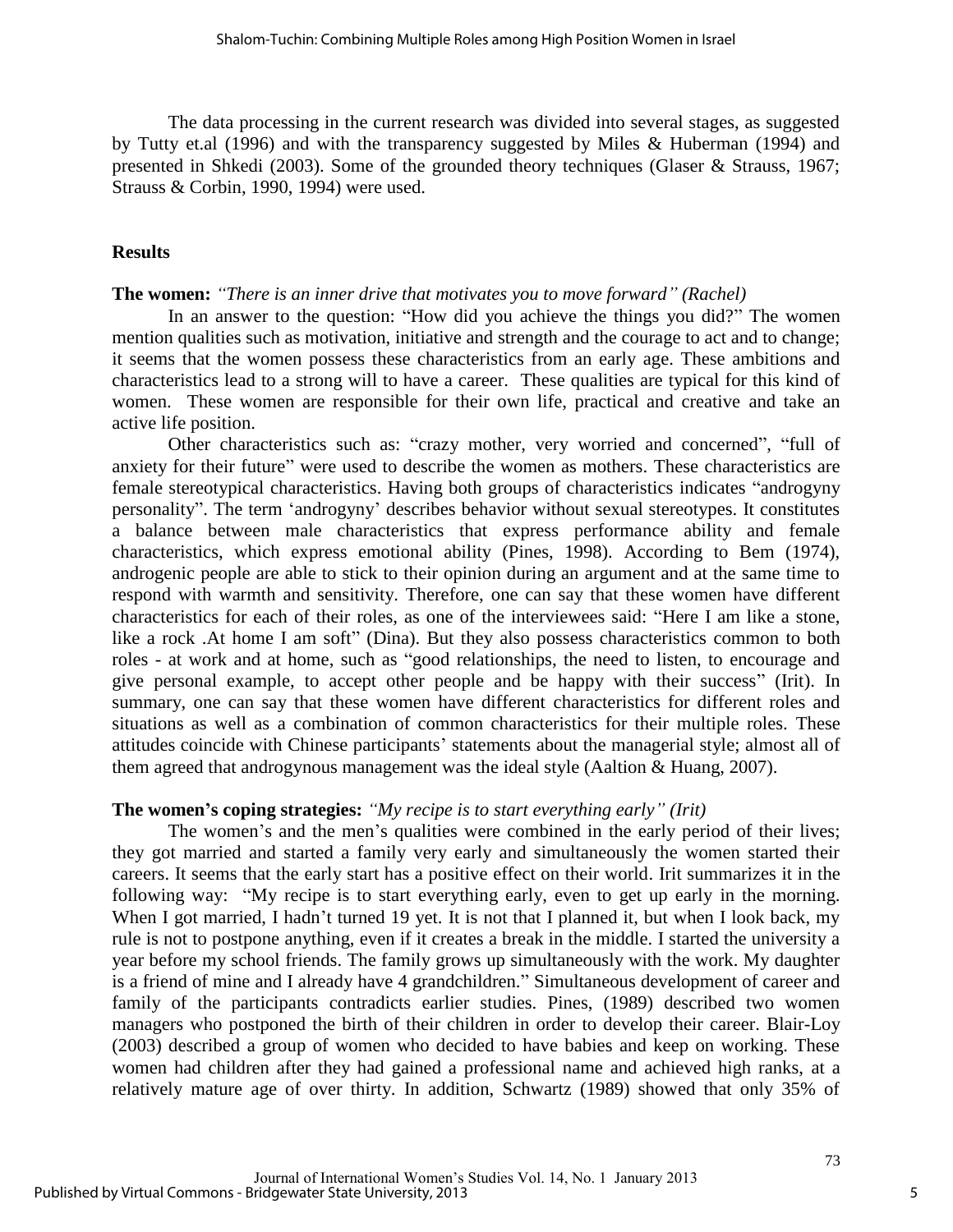The data processing in the current research was divided into several stages, as suggested by Tutty et.al (1996) and with the transparency suggested by Miles & Huberman (1994) and presented in Shkedi (2003). Some of the grounded theory techniques (Glaser & Strauss, 1967; Strauss & Corbin, 1990, 1994) were used.

## Results

**The women:** *"There is an inner drive that motivates you to move forward" (Rachel)*

In an answer to the question: "How did you achieve the things you did?" The women mention qualities such as motivation, initiative and strength and the courage to act and to change; it seems that the women possess these characteristics from an early age. These ambitions and characteristics lead to a strong will to have a career. These qualities are typical for this kind of women. These women are responsible for their own life, practical and creative and take an active life position.

Other characteristics such as: "crazy mother, very worried and concerned", "full of anxiety for their future" were used to describe the women as mothers. These characteristics are female stereotypical characteristics. Having both groups of characteristics indicates "androgyny personality". The term 'androgyny' describes behavior without sexual stereotypes. It constitutes a balance between male characteristics that express performance ability and female characteristics, which express emotional ability (Pines, 1998). According to Bem (1974), androgenic people are able to stick to their opinion during an argument and at the same time to respond with warmth and sensitivity. Therefore, one can say that these women have different characteristics for each of their roles, as one of the interviewees said: "Here I am like a stone, like a rock .At home I am soft" (Dina). But they also possess characteristics common to both roles - at work and at home, such as "good relationships, the need to listen, to encourage and give personal example, to accept other people and be happy with their success" (Irit). In summary, one can say that these women have different characteristics for different roles and situations as well as a combination of common characteristics for their multiple roles. These attitudes coincide with Chinese participants' statements about the managerial style; almost all of them agreed that androgynous management was the ideal style (Aaltion & Huang, 2007).

**The women's coping strategies:** *"My recipe is to start everything early" (Irit)*

The women's and the men's qualities were combined in the early period of their lives; they got married and started a family very early and simultaneously the women started their careers. It seems that the early start has a positive effect on their world. Irit summarizes it in the following way: "My recipe is to start everything early, even to get up early in the morning. When I got married, I hadn't turned 19 yet. It is not that I planned it, but when I look back, my rule is not to postpone anything, even if it creates a break in the middle. I started the university a year before my school friends. The family grows up simultaneously with the work. My daughter is a friend of mine and I already have 4 grandchildren." Simultaneous development of career and family of the participants contradicts earlier studies. Pines, (1989) described two women managers who postponed the birth of their children in order to develop their career. Blair-Loy (2003) described a group of women who decided to have babies and keep on working. These women had children after they had gained a professional name and achieved high ranks, at a relatively mature age of over thirty. In addition, Schwartz (1989) showed that only 35% of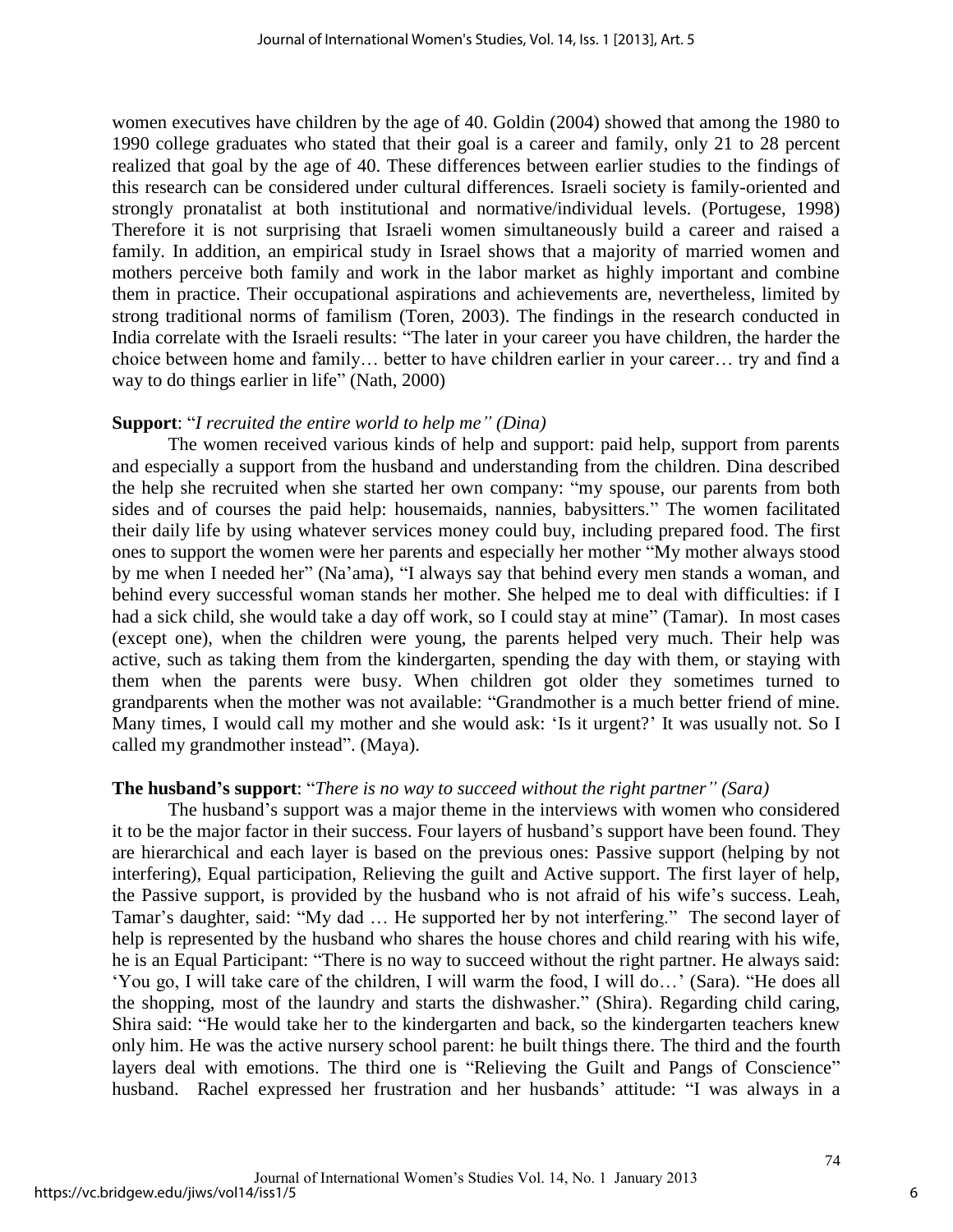women executives have children by the age of 40. Goldin (2004) showed that among the 1980 to 1990 college graduates who stated that their goal is a career and family, only 21 to 28 percent realized that goal by the age of 40. These differences between earlier studies to the findings of this research can be considered under cultural differences. Israeli society is family-oriented and strongly pronatalist at both institutional and normative/individual levels. (Portugese, 1998) Therefore it is not surprising that Israeli women simultaneously build a career and raised a family. In addition, an empirical study in Israel shows that a majority of married women and mothers perceive both family and work in the labor market as highly important and combine them in practice. Their occupational aspirations and achievements are, nevertheless, limited by strong traditional norms of familism (Toren, 2003). The findings in the research conducted in India correlate with the Israeli results: "The later in your career you have children, the harder the choice between home and family… better to have children earlier in your career… try and find a way to do things earlier in life" (Nath, 2000)

**Support**: "*I recruited the entire world to help me" (Dina)*

The women received various kinds of help and support: paid help, support from parents and especially a support from the husband and understanding from the children. Dina described the help she recruited when she started her own company: "my spouse, our parents from both sides and of courses the paid help: housemaids, nannies, babysitters." The women facilitated their daily life by using whatever services money could buy, including prepared food. The first ones to support the women were her parents and especially her mother "My mother always stood by me when I needed her" (Na'ama), "I always say that behind every men stands a woman, and behind every successful woman stands her mother. She helped me to deal with difficulties: if I had a sick child, she would take a day off work, so I could stay at mine" (Tamar). In most cases (except one), when the children were young, the parents helped very much. Their help was active, such as taking them from the kindergarten, spending the day with them, or staying with them when the parents were busy. When children got older they sometimes turned to grandparents when the mother was not available: "Grandmother is a much better friend of mine. Many times, I would call my mother and she would ask: 'Is it urgent?' It was usually not. So I called my grandmother instead". (Maya).

**The husband's support**: "*There is no way to succeed without the right partner" (Sara)*

The husband's support was a major theme in the interviews with women who considered it to be the major factor in their success. Four layers of husband's support have been found. They are hierarchical and each layer is based on the previous ones: Passive support (helping by not interfering), Equal participation, Relieving the guilt and Active support. The first layer of help, the Passive support, is provided by the husband who is not afraid of his wife's success. Leah, Tamar's daughter, said: "My dad … He supported her by not interfering." The second layer of help is represented by the husband who shares the house chores and child rearing with his wife, he is an Equal Participant: "There is no way to succeed without the right partner. He always said: 'You go, I will take care of the children, I will warm the food, I will do…' (Sara). "He does all the shopping, most of the laundry and starts the dishwasher." (Shira). Regarding child caring, Shira said: "He would take her to the kindergarten and back, so the kindergarten teachers knew only him. He was the active nursery school parent: he built things there. The third and the fourth layers deal with emotions. The third one is "Relieving the Guilt and Pangs of Conscience" husband. Rachel expressed her frustration and her husbands' attitude: "I was always in a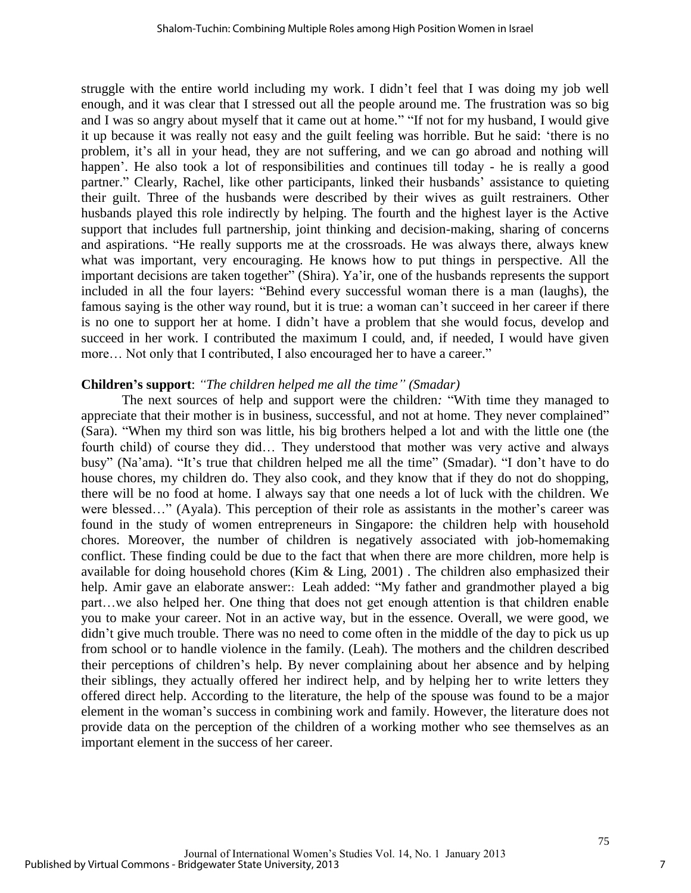struggle with the entire world including my work. I didn't feel that I was doing my job well enough, and it was clear that I stressed out all the people around me. The frustration was so big and I was so angry about myself that it came out at home." "If not for my husband, I would give it up because it was really not easy and the guilt feeling was horrible. But he said: 'there is no problem, it's all in your head, they are not suffering, and we can go abroad and nothing will happen'. He also took a lot of responsibilities and continues till today - he is really a good partner." Clearly, Rachel, like other participants, linked their husbands' assistance to quieting their guilt. Three of the husbands were described by their wives as guilt restrainers. Other husbands played this role indirectly by helping. The fourth and the highest layer is the Active support that includes full partnership, joint thinking and decision-making, sharing of concerns and aspirations. "He really supports me at the crossroads. He was always there, always knew what was important, very encouraging. He knows how to put things in perspective. All the important decisions are taken together" (Shira). Ya'ir, one of the husbands represents the support included in all the four layers: "Behind every successful woman there is a man (laughs), the famous saying is the other way round, but it is true: a woman can't succeed in her career if there is no one to support her at home. I didn't have a problem that she would focus, develop and succeed in her work. I contributed the maximum I could, and, if needed, I would have given more… Not only that I contributed, I also encouraged her to have a career."

**Children's support**: *"The children helped me all the time" (Smadar)*

The next sources of help and support were the children*:* "With time they managed to appreciate that their mother is in business, successful, and not at home. They never complained" (Sara). "When my third son was little, his big brothers helped a lot and with the little one (the fourth child) of course they did… They understood that mother was very active and always busy" (Na'ama). "It's true that children helped me all the time" (Smadar). "I don't have to do house chores, my children do. They also cook, and they know that if they do not do shopping, there will be no food at home. I always say that one needs a lot of luck with the children. We were blessed…" (Ayala). This perception of their role as assistants in the mother's career was found in the study of women entrepreneurs in Singapore: the children help with household chores. Moreover, the number of children is negatively associated with job-homemaking conflict. These finding could be due to the fact that when there are more children, more help is available for doing household chores (Kim & Ling, 2001) . The children also emphasized their help. Amir gave an elaborate answer:: Leah added: "My father and grandmother played a big part…we also helped her. One thing that does not get enough attention is that children enable you to make your career. Not in an active way, but in the essence. Overall, we were good, we didn't give much trouble. There was no need to come often in the middle of the day to pick us up from school or to handle violence in the family. (Leah). The mothers and the children described their perceptions of children's help. By never complaining about her absence and by helping their siblings, they actually offered her indirect help, and by helping her to write letters they offered direct help. According to the literature, the help of the spouse was found to be a major element in the woman's success in combining work and family. However, the literature does not provide data on the perception of the children of a working mother who see themselves as an important element in the success of her career.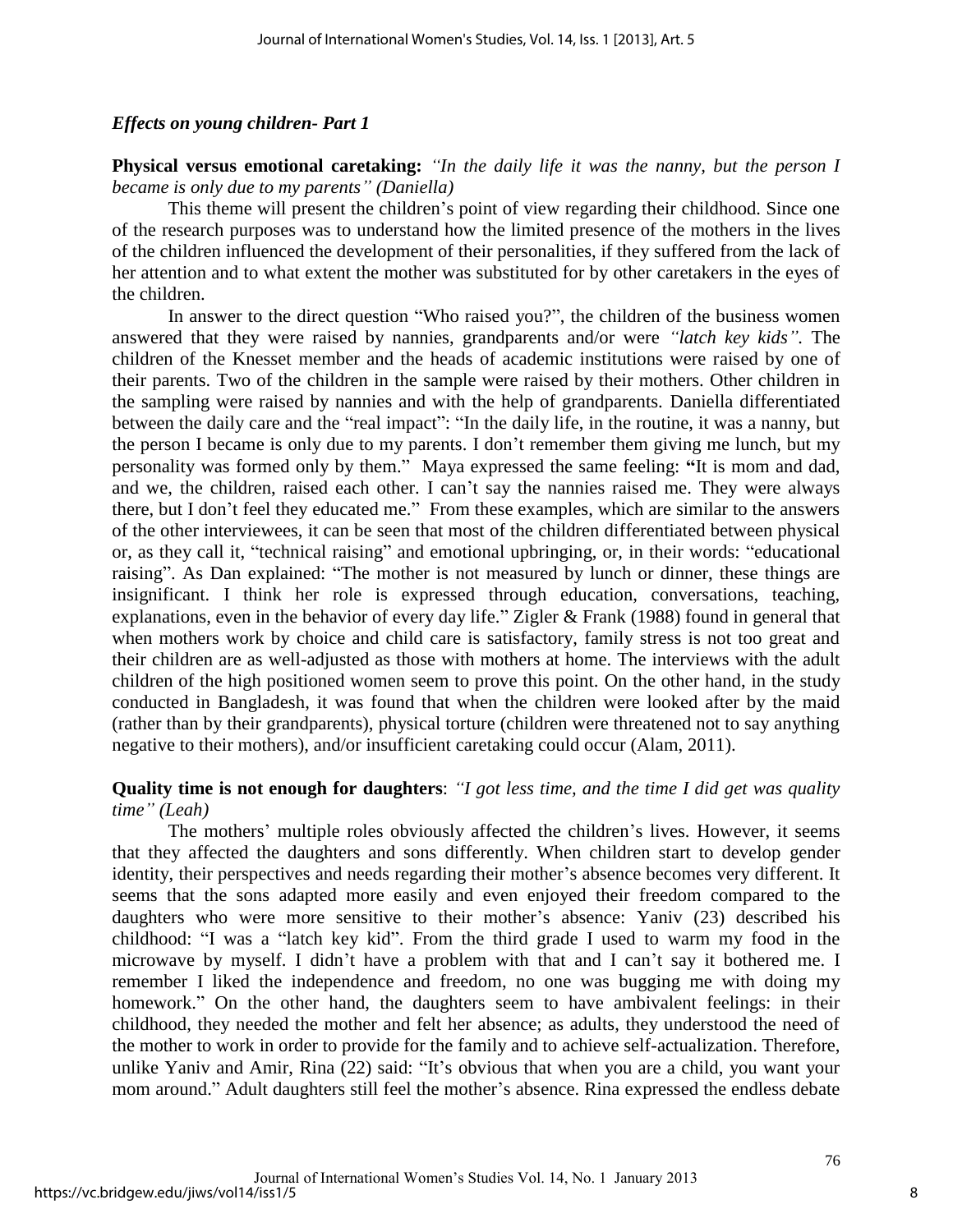### *Effects on young children- Part 1*

**Physical versus emotional caretaking:** *"In the daily life it was the nanny, but the person I became is only due to my parents" (Daniella)*

This theme will present the children's point of view regarding their childhood. Since one of the research purposes was to understand how the limited presence of the mothers in the lives of the children influenced the development of their personalities, if they suffered from the lack of her attention and to what extent the mother was substituted for by other caretakers in the eyes of the children.

In answer to the direct question "Who raised you?", the children of the business women answered that they were raised by nannies, grandparents and/or were *"latch key kids"*. The children of the Knesset member and the heads of academic institutions were raised by one of their parents. Two of the children in the sample were raised by their mothers. Other children in the sampling were raised by nannies and with the help of grandparents. Daniella differentiated between the daily care and the "real impact": "In the daily life, in the routine, it was a nanny, but the person I became is only due to my parents. I don't remember them giving me lunch, but my personality was formed only by them." Maya expressed the same feeling: **"**It is mom and dad, and we, the children, raised each other. I can't say the nannies raised me. They were always there, but I don't feel they educated me." From these examples, which are similar to the answers of the other interviewees, it can be seen that most of the children differentiated between physical or, as they call it, "technical raising" and emotional upbringing, or, in their words: "educational raising". As Dan explained: "The mother is not measured by lunch or dinner, these things are insignificant. I think her role is expressed through education, conversations, teaching, explanations, even in the behavior of every day life." Zigler & Frank (1988) found in general that when mothers work by choice and child care is satisfactory, family stress is not too great and their children are as well-adjusted as those with mothers at home. The interviews with the adult children of the high positioned women seem to prove this point. On the other hand, in the study conducted in Bangladesh, it was found that when the children were looked after by the maid (rather than by their grandparents), physical torture (children were threatened not to say anything negative to their mothers), and/or insufficient caretaking could occur (Alam, 2011).

**Quality time is not enough for daughters**: *"I got less time, and the time I did get was quality time" (Leah)*

The mothers' multiple roles obviously affected the children's lives. However, it seems that they affected the daughters and sons differently. When children start to develop gender identity, their perspectives and needs regarding their mother's absence becomes very different. It seems that the sons adapted more easily and even enjoyed their freedom compared to the daughters who were more sensitive to their mother's absence: Yaniv (23) described his childhood: "I was a "latch key kid". From the third grade I used to warm my food in the microwave by myself. I didn't have a problem with that and I can't say it bothered me. I remember I liked the independence and freedom, no one was bugging me with doing my homework." On the other hand, the daughters seem to have ambivalent feelings: in their childhood, they needed the mother and felt her absence; as adults, they understood the need of the mother to work in order to provide for the family and to achieve self-actualization. Therefore, unlike Yaniv and Amir, Rina (22) said: "It's obvious that when you are a child, you want your mom around." Adult daughters still feel the mother's absence. Rina expressed the endless debate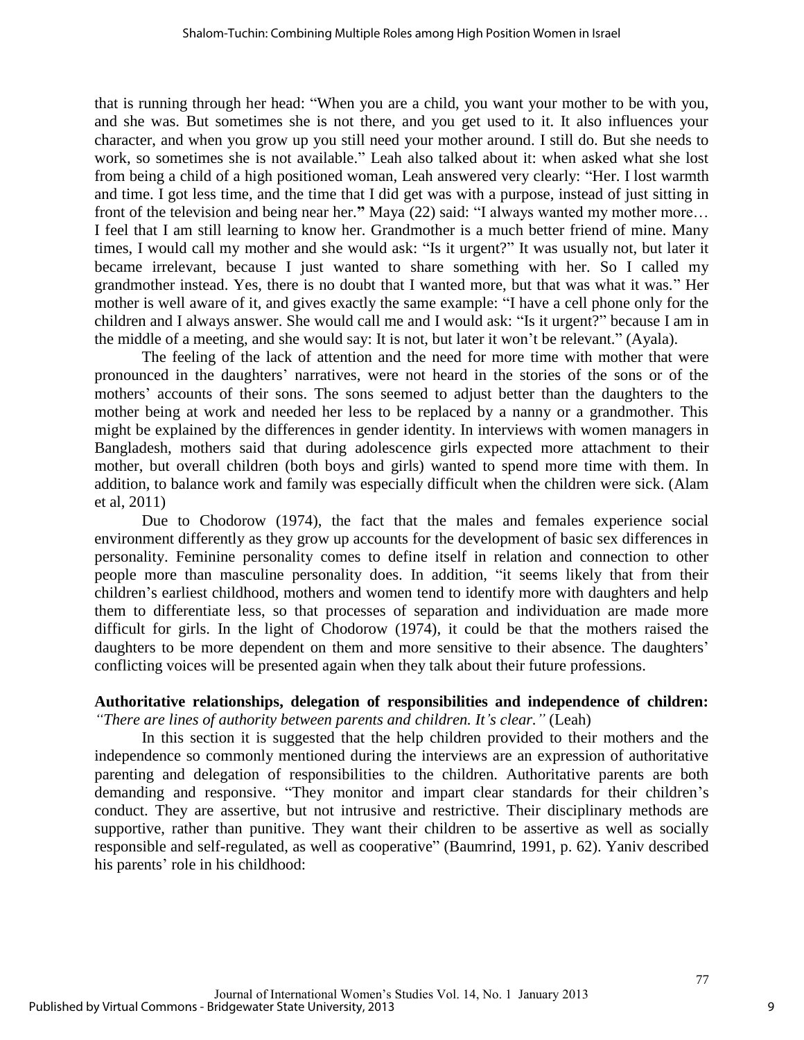that is running through her head: "When you are a child, you want your mother to be with you, and she was. But sometimes she is not there, and you get used to it. It also influences your character, and when you grow up you still need your mother around. I still do. But she needs to work, so sometimes she is not available." Leah also talked about it: when asked what she lost from being a child of a high positioned woman, Leah answered very clearly: "Her. I lost warmth and time. I got less time, and the time that I did get was with a purpose, instead of just sitting in front of the television and being near her.**"** Maya (22) said: "I always wanted my mother more… I feel that I am still learning to know her. Grandmother is a much better friend of mine. Many times, I would call my mother and she would ask: "Is it urgent?" It was usually not, but later it became irrelevant, because I just wanted to share something with her. So I called my grandmother instead. Yes, there is no doubt that I wanted more, but that was what it was." Her mother is well aware of it, and gives exactly the same example: "I have a cell phone only for the children and I always answer. She would call me and I would ask: "Is it urgent?" because I am in the middle of a meeting, and she would say: It is not, but later it won't be relevant." (Ayala).

The feeling of the lack of attention and the need for more time with mother that were pronounced in the daughters' narratives, were not heard in the stories of the sons or of the mothers' accounts of their sons. The sons seemed to adjust better than the daughters to the mother being at work and needed her less to be replaced by a nanny or a grandmother. This might be explained by the differences in gender identity. In interviews with women managers in Bangladesh, mothers said that during adolescence girls expected more attachment to their mother, but overall children (both boys and girls) wanted to spend more time with them. In addition, to balance work and family was especially difficult when the children were sick. (Alam et al, 2011)

Due to Chodorow (1974), the fact that the males and females experience social environment differently as they grow up accounts for the development of basic sex differences in personality. Feminine personality comes to define itself in relation and connection to other people more than masculine personality does. In addition, "it seems likely that from their children's earliest childhood, mothers and women tend to identify more with daughters and help them to differentiate less, so that processes of separation and individuation are made more difficult for girls. In the light of Chodorow (1974), it could be that the mothers raised the daughters to be more dependent on them and more sensitive to their absence. The daughters' conflicting voices will be presented again when they talk about their future professions.

**Authoritative relationships, delegation of responsibilities and independence of children:** *"There are lines of authority between parents and children. It's clear."* (Leah)

In this section it is suggested that the help children provided to their mothers and the independence so commonly mentioned during the interviews are an expression of authoritative parenting and delegation of responsibilities to the children. Authoritative parents are both demanding and responsive. "They monitor and impart clear standards for their children's conduct. They are assertive, but not intrusive and restrictive. Their disciplinary methods are supportive, rather than punitive. They want their children to be assertive as well as socially responsible and self-regulated, as well as cooperative" (Baumrind, 1991, p. 62). Yaniv described his parents' role in his childhood: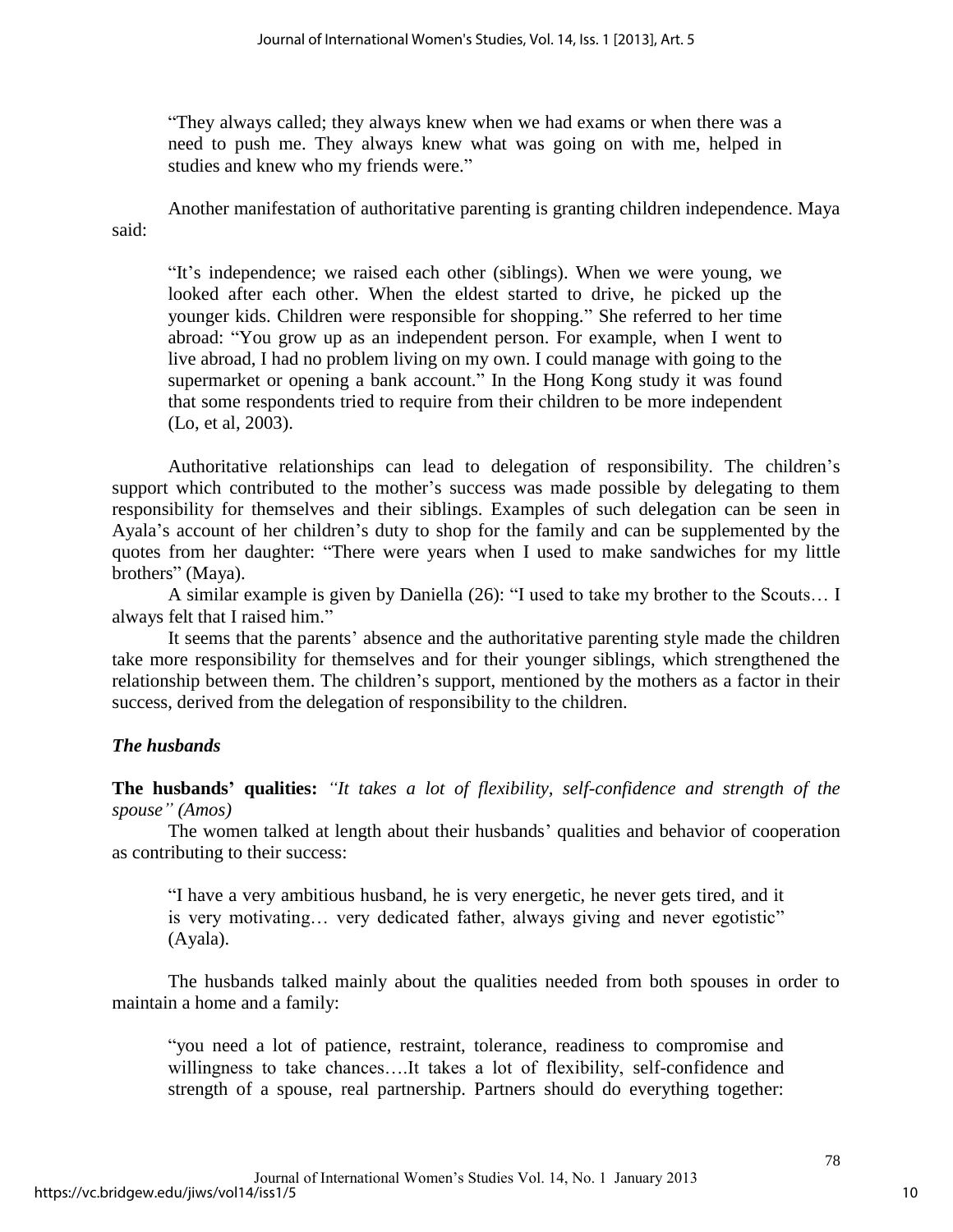"They always called; they always knew when we had exams or when there was a need to push me. They always knew what was going on with me, helped in studies and knew who my friends were."

Another manifestation of authoritative parenting is granting children independence. Maya said:

"It's independence; we raised each other (siblings). When we were young, we looked after each other. When the eldest started to drive, he picked up the younger kids. Children were responsible for shopping." She referred to her time abroad: "You grow up as an independent person. For example, when I went to live abroad, I had no problem living on my own. I could manage with going to the supermarket or opening a bank account." In the Hong Kong study it was found that some respondents tried to require from their children to be more independent (Lo, et al, 2003).

Authoritative relationships can lead to delegation of responsibility. The children's support which contributed to the mother's success was made possible by delegating to them responsibility for themselves and their siblings. Examples of such delegation can be seen in Ayala's account of her children's duty to shop for the family and can be supplemented by the quotes from her daughter: "There were years when I used to make sandwiches for my little brothers" (Maya).

A similar example is given by Daniella (26): "I used to take my brother to the Scouts… I always felt that I raised him."

It seems that the parents' absence and the authoritative parenting style made the children take more responsibility for themselves and for their younger siblings, which strengthened the relationship between them. The children's support, mentioned by the mothers as a factor in their success, derived from the delegation of responsibility to the children.

### *The husbands*

**The husbands' qualities:** *"It takes a lot of flexibility, self-confidence and strength of the spouse" (Amos)*

The women talked at length about their husbands' qualities and behavior of cooperation as contributing to their success:

"I have a very ambitious husband, he is very energetic, he never gets tired, and it is very motivating… very dedicated father, always giving and never egotistic" (Ayala).

The husbands talked mainly about the qualities needed from both spouses in order to maintain a home and a family:

"you need a lot of patience, restraint, tolerance, readiness to compromise and willingness to take chances….It takes a lot of flexibility, self-confidence and strength of a spouse, real partnership. Partners should do everything together: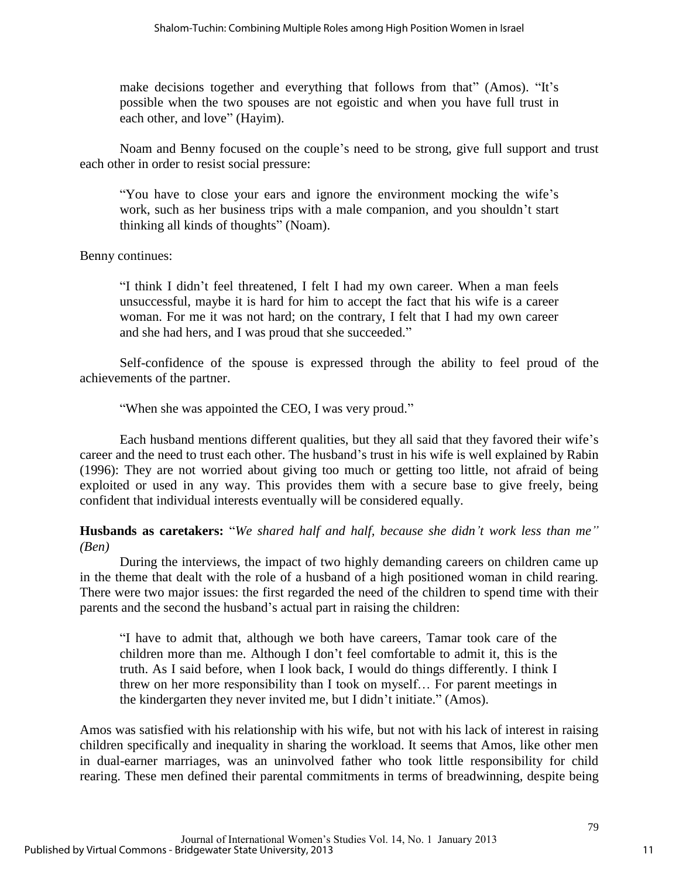> make decisions together and everything that follows from that" (Amos). "It's possible when the two spouses are not egoistic and when you have full trust in each other, and love" (Hayim).

Noam and Benny focused on the couple's need to be strong, give full support and trust each other in order to resist social pressure:

> "You have to close your ears and ignore the environment mocking the wife's work, such as her business trips with a male companion, and you shouldn't start thinking all kinds of thoughts" (Noam).

Benny continues:

> "I think I didn't feel threatened, I felt I had my own career. When a man feels unsuccessful, maybe it is hard for him to accept the fact that his wife is a career woman. For me it was not hard; on the contrary, I felt that I had my own career and she had hers, and I was proud that she succeeded."

Self-confidence of the spouse is expressed through the ability to feel proud of the achievements of the partner.

> "When she was appointed the CEO, I was very proud."

Each husband mentions different qualities, but they all said that they favored their wife's career and the need to trust each other. The husband's trust in his wife is well explained by Rabin (1996): They are not worried about giving too much or getting too little, not afraid of being exploited or used in any way. This provides them with a secure base to give freely, being confident that individual interests eventually will be considered equally.

**Husbands as caretakers:** "*We shared half and half, because she didn't work less than me" (Ben)*

During the interviews, the impact of two highly demanding careers on children came up in the theme that dealt with the role of a husband of a high positioned woman in child rearing. There were two major issues: the first regarded the need of the children to spend time with their parents and the second the husband's actual part in raising the children:

> "I have to admit that, although we both have careers, Tamar took care of the children more than me. Although I don't feel comfortable to admit it, this is the truth. As I said before, when I look back, I would do things differently. I think I threw on her more responsibility than I took on myself… For parent meetings in the kindergarten they never invited me, but I didn't initiate." (Amos).

Amos was satisfied with his relationship with his wife, but not with his lack of interest in raising children specifically and inequality in sharing the workload. It seems that Amos, like other men in dual-earner marriages, was an uninvolved father who took little responsibility for child rearing. These men defined their parental commitments in terms of breadwinning, despite being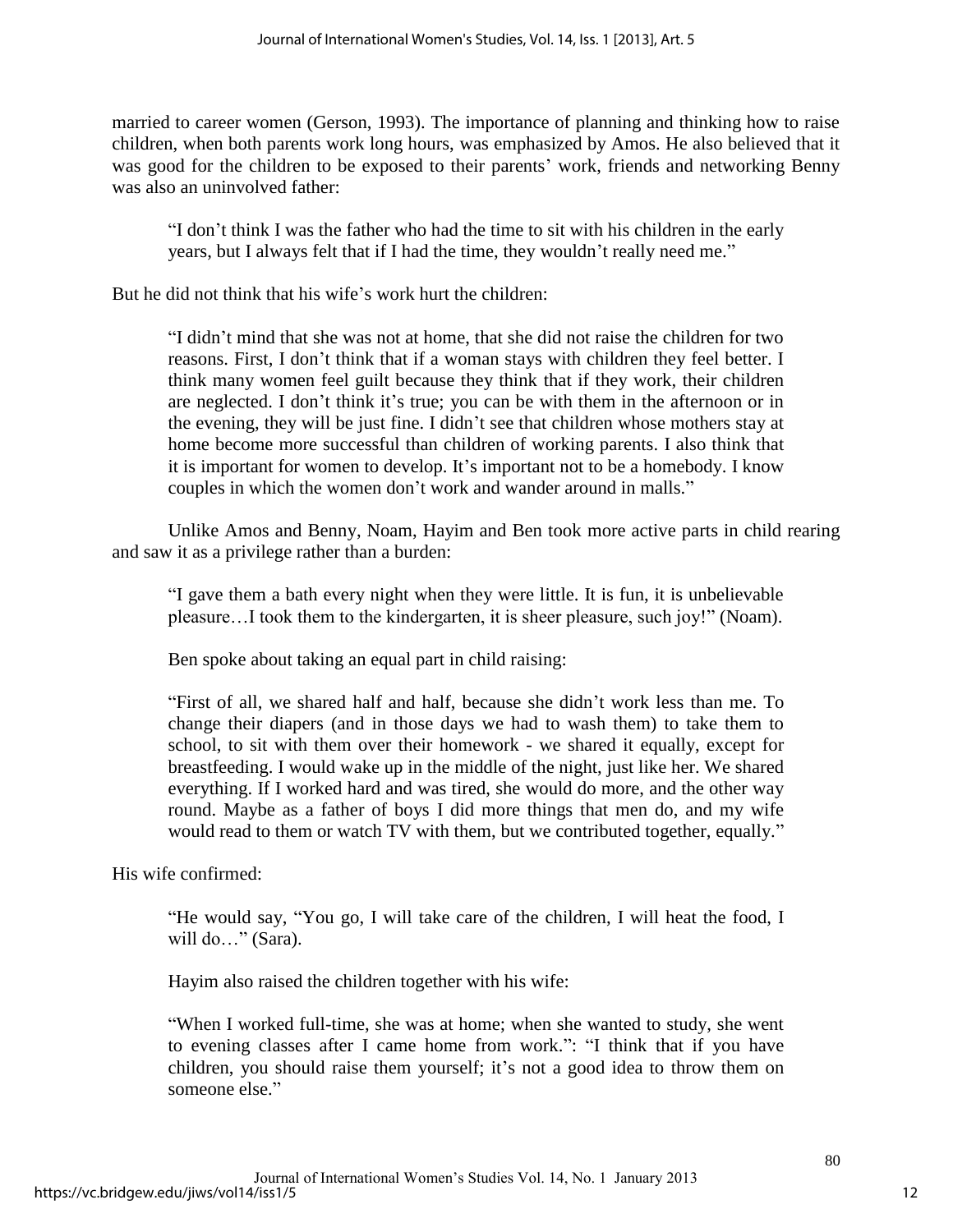married to career women (Gerson, 1993). The importance of planning and thinking how to raise children, when both parents work long hours, was emphasized by Amos. He also believed that it was good for the children to be exposed to their parents' work, friends and networking Benny was also an uninvolved father:

> "I don't think I was the father who had the time to sit with his children in the early years, but I always felt that if I had the time, they wouldn't really need me."

But he did not think that his wife's work hurt the children:

> "I didn't mind that she was not at home, that she did not raise the children for two reasons. First, I don't think that if a woman stays with children they feel better. I think many women feel guilt because they think that if they work, their children are neglected. I don't think it's true; you can be with them in the afternoon or in the evening, they will be just fine. I didn't see that children whose mothers stay at home become more successful than children of working parents. I also think that it is important for women to develop. It's important not to be a homebody. I know couples in which the women don't work and wander around in malls."

Unlike Amos and Benny, Noam, Hayim and Ben took more active parts in child rearing and saw it as a privilege rather than a burden:

> "I gave them a bath every night when they were little. It is fun, it is unbelievable pleasure…I took them to the kindergarten, it is sheer pleasure, such joy!" (Noam).
>
> Ben spoke about taking an equal part in child raising:
>
> "First of all, we shared half and half, because she didn't work less than me. To change their diapers (and in those days we had to wash them) to take them to school, to sit with them over their homework - we shared it equally, except for breastfeeding. I would wake up in the middle of the night, just like her. We shared everything. If I worked hard and was tired, she would do more, and the other way round. Maybe as a father of boys I did more things that men do, and my wife would read to them or watch TV with them, but we contributed together, equally."

His wife confirmed:

> "He would say, "You go, I will take care of the children, I will heat the food, I will do…" (Sara).
>
> Hayim also raised the children together with his wife:
>
> "When I worked full-time, she was at home; when she wanted to study, she went to evening classes after I came home from work.": "I think that if you have children, you should raise them yourself; it's not a good idea to throw them on someone else."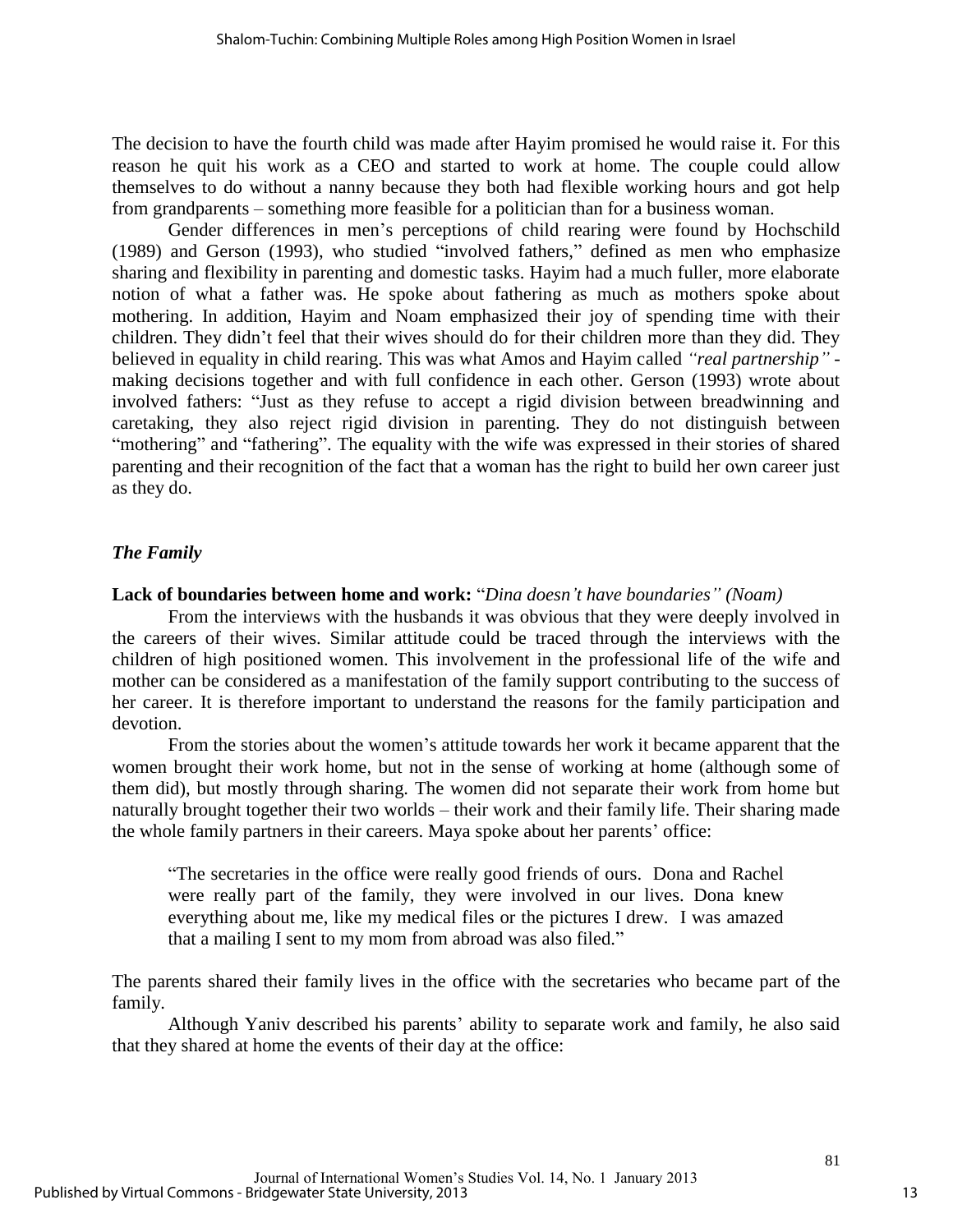The decision to have the fourth child was made after Hayim promised he would raise it. For this reason he quit his work as a CEO and started to work at home. The couple could allow themselves to do without a nanny because they both had flexible working hours and got help from grandparents – something more feasible for a politician than for a business woman.

Gender differences in men's perceptions of child rearing were found by Hochschild (1989) and Gerson (1993), who studied "involved fathers," defined as men who emphasize sharing and flexibility in parenting and domestic tasks. Hayim had a much fuller, more elaborate notion of what a father was. He spoke about fathering as much as mothers spoke about mothering. In addition, Hayim and Noam emphasized their joy of spending time with their children. They didn't feel that their wives should do for their children more than they did. They believed in equality in child rearing. This was what Amos and Hayim called *"real partnership"* - making decisions together and with full confidence in each other. Gerson (1993) wrote about involved fathers: "Just as they refuse to accept a rigid division between breadwinning and caretaking, they also reject rigid division in parenting. They do not distinguish between "mothering" and "fathering". The equality with the wife was expressed in their stories of shared parenting and their recognition of the fact that a woman has the right to build her own career just as they do.

### *The Family*

**Lack of boundaries between home and work:** "*Dina doesn't have boundaries" (Noam)*

From the interviews with the husbands it was obvious that they were deeply involved in the careers of their wives. Similar attitude could be traced through the interviews with the children of high positioned women. This involvement in the professional life of the wife and mother can be considered as a manifestation of the family support contributing to the success of her career. It is therefore important to understand the reasons for the family participation and devotion.

From the stories about the women's attitude towards her work it became apparent that the women brought their work home, but not in the sense of working at home (although some of them did), but mostly through sharing. The women did not separate their work from home but naturally brought together their two worlds – their work and their family life. Their sharing made the whole family partners in their careers. Maya spoke about her parents' office:

> "The secretaries in the office were really good friends of ours. Dona and Rachel were really part of the family, they were involved in our lives. Dona knew everything about me, like my medical files or the pictures I drew. I was amazed that a mailing I sent to my mom from abroad was also filed."

The parents shared their family lives in the office with the secretaries who became part of the family.

Although Yaniv described his parents' ability to separate work and family, he also said that they shared at home the events of their day at the office: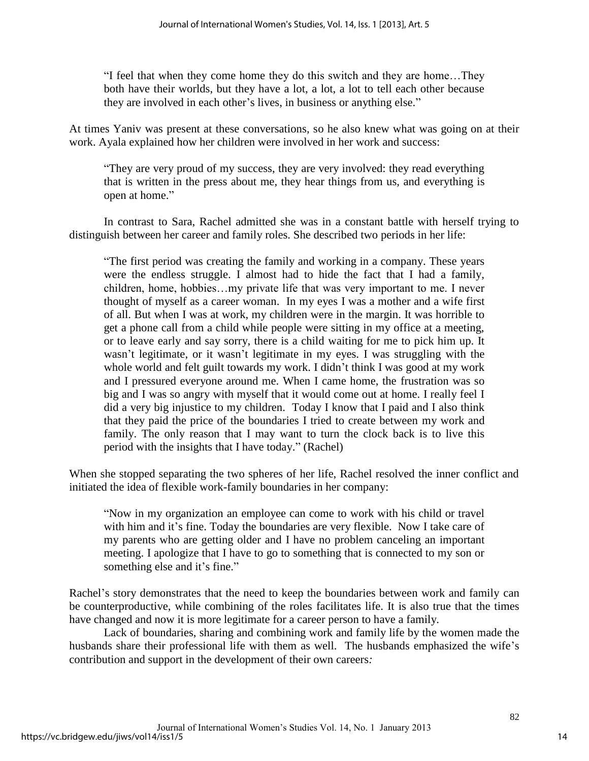> "I feel that when they come home they do this switch and they are home…They both have their worlds, but they have a lot, a lot, a lot to tell each other because they are involved in each other's lives, in business or anything else."

At times Yaniv was present at these conversations, so he also knew what was going on at their work. Ayala explained how her children were involved in her work and success:

> "They are very proud of my success, they are very involved: they read everything that is written in the press about me, they hear things from us, and everything is open at home."

In contrast to Sara, Rachel admitted she was in a constant battle with herself trying to distinguish between her career and family roles. She described two periods in her life:

> "The first period was creating the family and working in a company. These years were the endless struggle. I almost had to hide the fact that I had a family, children, home, hobbies…my private life that was very important to me. I never thought of myself as a career woman. In my eyes I was a mother and a wife first of all. But when I was at work, my children were in the margin. It was horrible to get a phone call from a child while people were sitting in my office at a meeting, or to leave early and say sorry, there is a child waiting for me to pick him up. It wasn't legitimate, or it wasn't legitimate in my eyes. I was struggling with the whole world and felt guilt towards my work. I didn't think I was good at my work and I pressured everyone around me. When I came home, the frustration was so big and I was so angry with myself that it would come out at home. I really feel I did a very big injustice to my children. Today I know that I paid and I also think that they paid the price of the boundaries I tried to create between my work and family. The only reason that I may want to turn the clock back is to live this period with the insights that I have today." (Rachel)

When she stopped separating the two spheres of her life, Rachel resolved the inner conflict and initiated the idea of flexible work-family boundaries in her company:

> "Now in my organization an employee can come to work with his child or travel with him and it's fine. Today the boundaries are very flexible. Now I take care of my parents who are getting older and I have no problem canceling an important meeting. I apologize that I have to go to something that is connected to my son or something else and it's fine."

Rachel's story demonstrates that the need to keep the boundaries between work and family can be counterproductive, while combining of the roles facilitates life. It is also true that the times have changed and now it is more legitimate for a career person to have a family.

Lack of boundaries, sharing and combining work and family life by the women made the husbands share their professional life with them as well. The husbands emphasized the wife's contribution and support in the development of their own careers*:*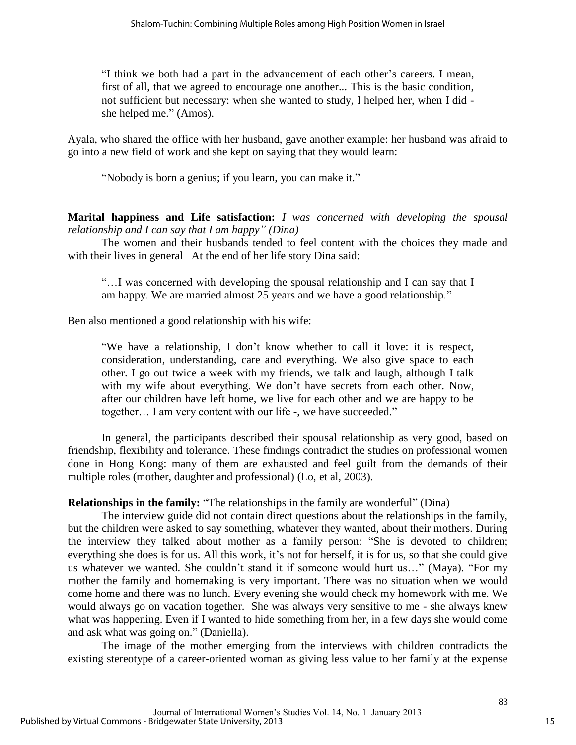"I think we both had a part in the advancement of each other's careers. I mean, first of all, that we agreed to encourage one another... This is the basic condition, not sufficient but necessary: when she wanted to study, I helped her, when I did - she helped me." (Amos).

Ayala, who shared the office with her husband, gave another example: her husband was afraid to go into a new field of work and she kept on saying that they would learn:

"Nobody is born a genius; if you learn, you can make it."

**Marital happiness and Life satisfaction:** *I was concerned with developing the spousal relationship and I can say that I am happy" (Dina)*

The women and their husbands tended to feel content with the choices they made and with their lives in general At the end of her life story Dina said:

"…I was concerned with developing the spousal relationship and I can say that I am happy. We are married almost 25 years and we have a good relationship."

Ben also mentioned a good relationship with his wife:

"We have a relationship, I don't know whether to call it love: it is respect, consideration, understanding, care and everything. We also give space to each other. I go out twice a week with my friends, we talk and laugh, although I talk with my wife about everything. We don't have secrets from each other. Now, after our children have left home, we live for each other and we are happy to be together… I am very content with our life -, we have succeeded."

In general, the participants described their spousal relationship as very good, based on friendship, flexibility and tolerance. These findings contradict the studies on professional women done in Hong Kong: many of them are exhausted and feel guilt from the demands of their multiple roles (mother, daughter and professional) (Lo, et al, 2003).

**Relationships in the family:** "The relationships in the family are wonderful" (Dina)

The interview guide did not contain direct questions about the relationships in the family, but the children were asked to say something, whatever they wanted, about their mothers. During the interview they talked about mother as a family person: "She is devoted to children; everything she does is for us. All this work, it's not for herself, it is for us, so that she could give us whatever we wanted. She couldn't stand it if someone would hurt us…" (Maya). "For my mother the family and homemaking is very important. There was no situation when we would come home and there was no lunch. Every evening she would check my homework with me. We would always go on vacation together. She was always very sensitive to me - she always knew what was happening. Even if I wanted to hide something from her, in a few days she would come and ask what was going on." (Daniella).

The image of the mother emerging from the interviews with children contradicts the existing stereotype of a career-oriented woman as giving less value to her family at the expense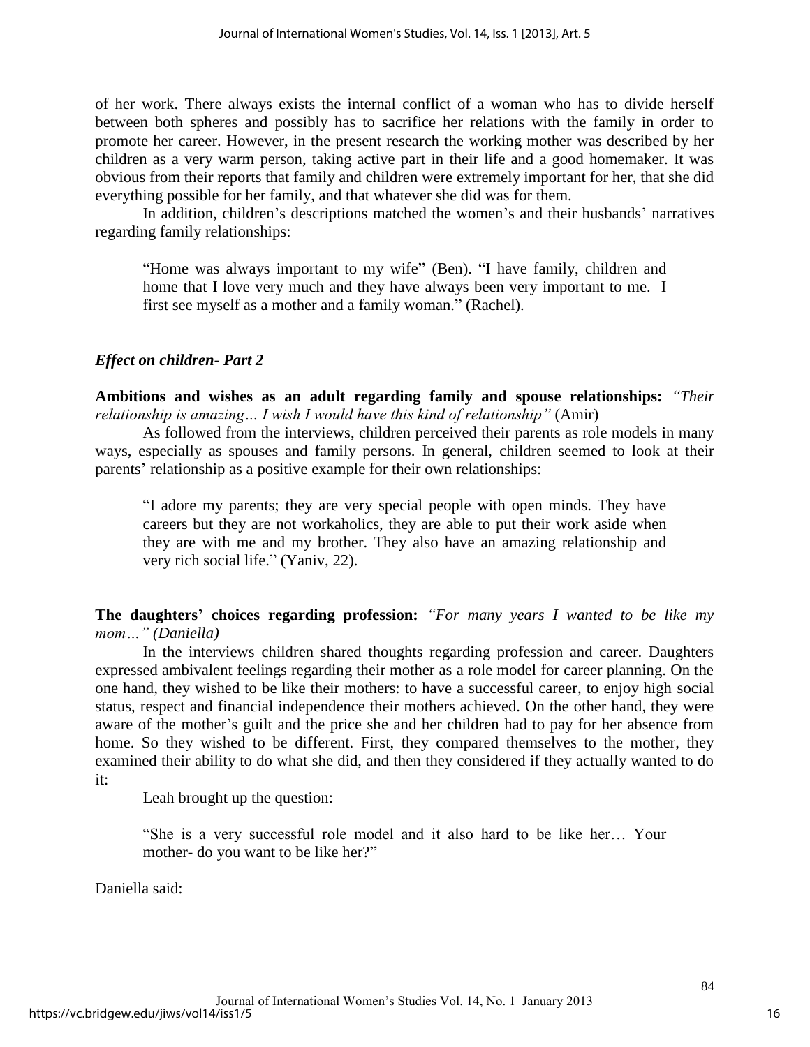of her work. There always exists the internal conflict of a woman who has to divide herself between both spheres and possibly has to sacrifice her relations with the family in order to promote her career. However, in the present research the working mother was described by her children as a very warm person, taking active part in their life and a good homemaker. It was obvious from their reports that family and children were extremely important for her, that she did everything possible for her family, and that whatever she did was for them.

In addition, children's descriptions matched the women's and their husbands' narratives regarding family relationships:

> "Home was always important to my wife" (Ben). "I have family, children and home that I love very much and they have always been very important to me. I first see myself as a mother and a family woman." (Rachel).

### *Effect on children- Part 2*

**Ambitions and wishes as an adult regarding family and spouse relationships:** *"Their relationship is amazing… I wish I would have this kind of relationship"* (Amir)

As followed from the interviews, children perceived their parents as role models in many ways, especially as spouses and family persons. In general, children seemed to look at their parents' relationship as a positive example for their own relationships:

> "I adore my parents; they are very special people with open minds. They have careers but they are not workaholics, they are able to put their work aside when they are with me and my brother. They also have an amazing relationship and very rich social life." (Yaniv, 22).

**The daughters' choices regarding profession:** *"For many years I wanted to be like my mom…" (Daniella)*

In the interviews children shared thoughts regarding profession and career. Daughters expressed ambivalent feelings regarding their mother as a role model for career planning. On the one hand, they wished to be like their mothers: to have a successful career, to enjoy high social status, respect and financial independence their mothers achieved. On the other hand, they were aware of the mother's guilt and the price she and her children had to pay for her absence from home. So they wished to be different. First, they compared themselves to the mother, they examined their ability to do what she did, and then they considered if they actually wanted to do it:

Leah brought up the question:

> "She is a very successful role model and it also hard to be like her… Your mother- do you want to be like her?"

Daniella said: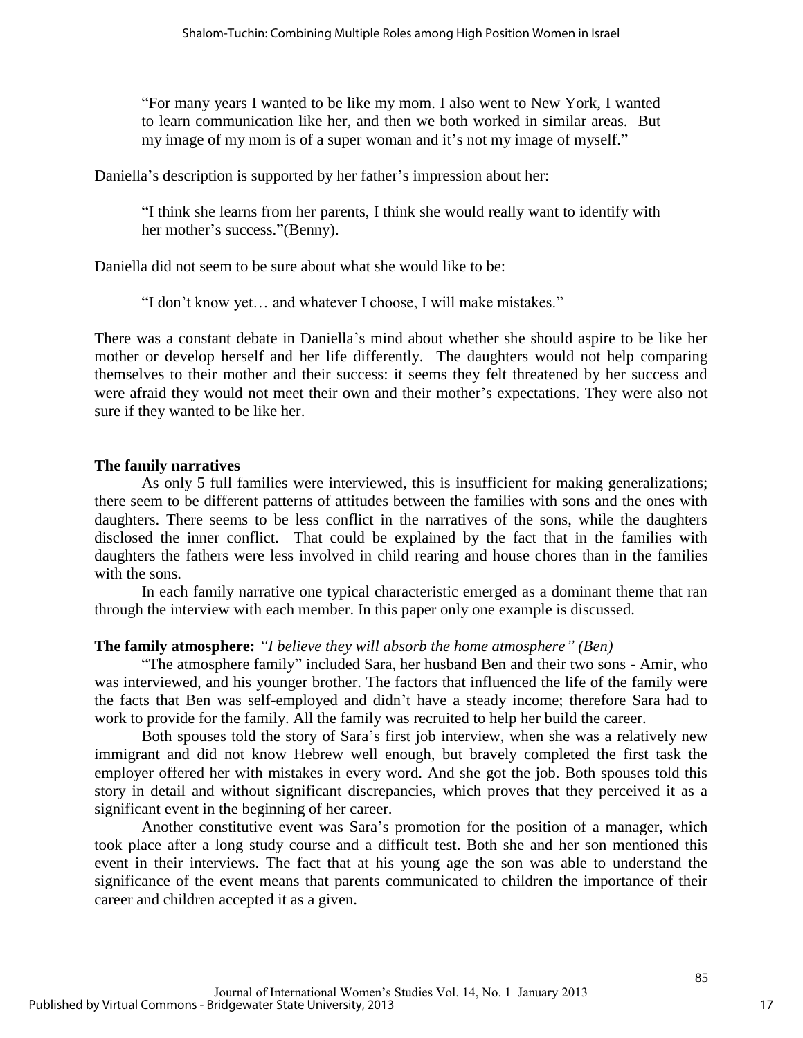> "For many years I wanted to be like my mom. I also went to New York, I wanted to learn communication like her, and then we both worked in similar areas. But my image of my mom is of a super woman and it's not my image of myself."

Daniella's description is supported by her father's impression about her:

> "I think she learns from her parents, I think she would really want to identify with her mother's success."(Benny).

Daniella did not seem to be sure about what she would like to be:

> "I don't know yet… and whatever I choose, I will make mistakes."

There was a constant debate in Daniella's mind about whether she should aspire to be like her mother or develop herself and her life differently. The daughters would not help comparing themselves to their mother and their success: it seems they felt threatened by her success and were afraid they would not meet their own and their mother's expectations. They were also not sure if they wanted to be like her.

**The family narratives**

As only 5 full families were interviewed, this is insufficient for making generalizations; there seem to be different patterns of attitudes between the families with sons and the ones with daughters. There seems to be less conflict in the narratives of the sons, while the daughters disclosed the inner conflict. That could be explained by the fact that in the families with daughters the fathers were less involved in child rearing and house chores than in the families with the sons.

In each family narrative one typical characteristic emerged as a dominant theme that ran through the interview with each member. In this paper only one example is discussed.

**The family atmosphere:** *"I believe they will absorb the home atmosphere" (Ben)*

"The atmosphere family" included Sara, her husband Ben and their two sons - Amir, who was interviewed, and his younger brother. The factors that influenced the life of the family were the facts that Ben was self-employed and didn't have a steady income; therefore Sara had to work to provide for the family. All the family was recruited to help her build the career.

Both spouses told the story of Sara's first job interview, when she was a relatively new immigrant and did not know Hebrew well enough, but bravely completed the first task the employer offered her with mistakes in every word. And she got the job. Both spouses told this story in detail and without significant discrepancies, which proves that they perceived it as a significant event in the beginning of her career.

Another constitutive event was Sara's promotion for the position of a manager, which took place after a long study course and a difficult test. Both she and her son mentioned this event in their interviews. The fact that at his young age the son was able to understand the significance of the event means that parents communicated to children the importance of their career and children accepted it as a given.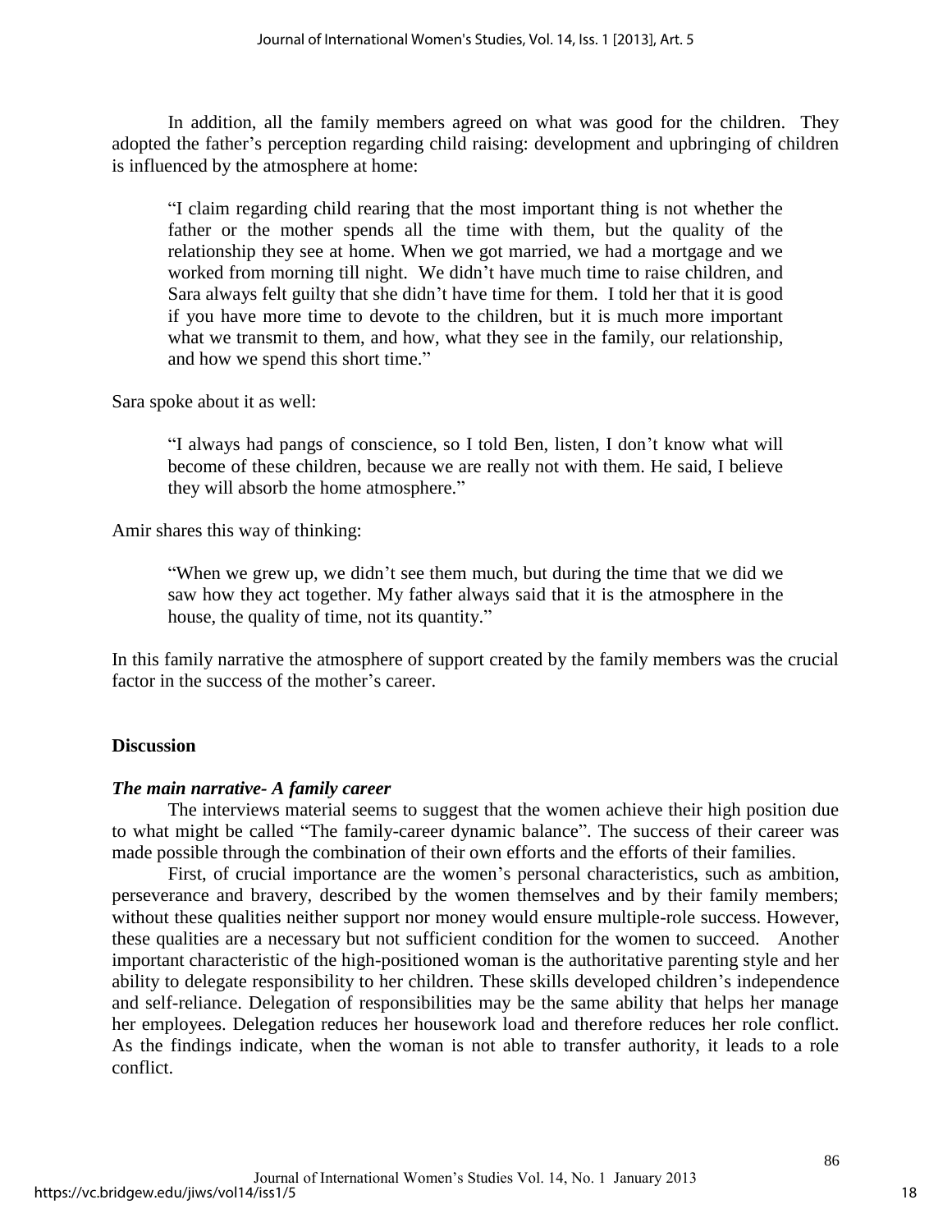In addition, all the family members agreed on what was good for the children. They adopted the father's perception regarding child raising: development and upbringing of children is influenced by the atmosphere at home:

> "I claim regarding child rearing that the most important thing is not whether the father or the mother spends all the time with them, but the quality of the relationship they see at home. When we got married, we had a mortgage and we worked from morning till night. We didn't have much time to raise children, and Sara always felt guilty that she didn't have time for them. I told her that it is good if you have more time to devote to the children, but it is much more important what we transmit to them, and how, what they see in the family, our relationship, and how we spend this short time."

Sara spoke about it as well:

> "I always had pangs of conscience, so I told Ben, listen, I don't know what will become of these children, because we are really not with them. He said, I believe they will absorb the home atmosphere."

Amir shares this way of thinking:

> "When we grew up, we didn't see them much, but during the time that we did we saw how they act together. My father always said that it is the atmosphere in the house, the quality of time, not its quantity."

In this family narrative the atmosphere of support created by the family members was the crucial factor in the success of the mother's career.

## Discussion

### *The main narrative- A family career*

The interviews material seems to suggest that the women achieve their high position due to what might be called "The family-career dynamic balance". The success of their career was made possible through the combination of their own efforts and the efforts of their families.

First, of crucial importance are the women's personal characteristics, such as ambition, perseverance and bravery, described by the women themselves and by their family members; without these qualities neither support nor money would ensure multiple-role success. However, these qualities are a necessary but not sufficient condition for the women to succeed. Another important characteristic of the high-positioned woman is the authoritative parenting style and her ability to delegate responsibility to her children. These skills developed children's independence and self-reliance. Delegation of responsibilities may be the same ability that helps her manage her employees. Delegation reduces her housework load and therefore reduces her role conflict. As the findings indicate, when the woman is not able to transfer authority, it leads to a role conflict.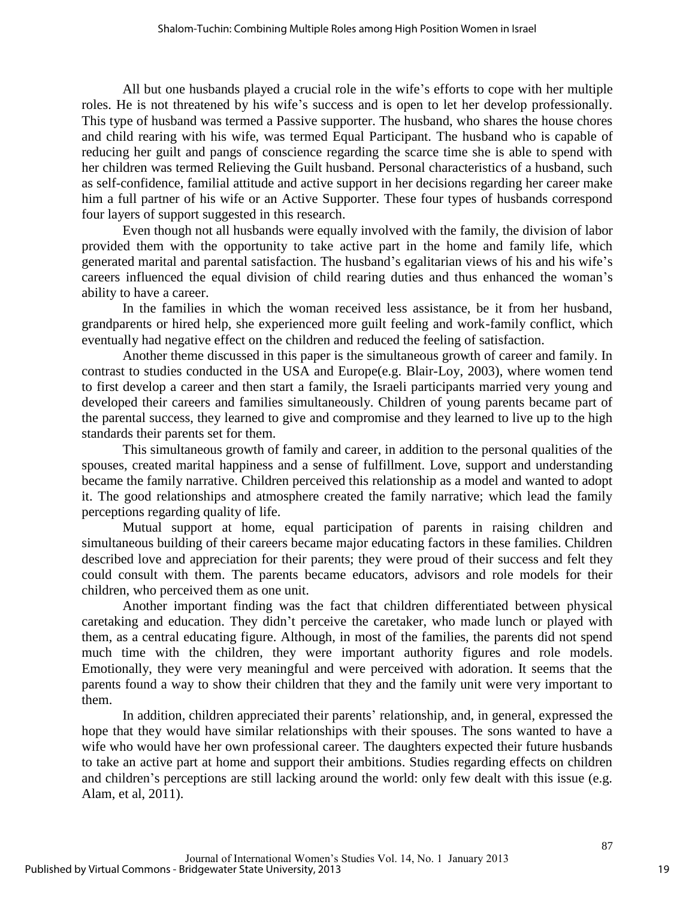All but one husbands played a crucial role in the wife's efforts to cope with her multiple roles. He is not threatened by his wife's success and is open to let her develop professionally. This type of husband was termed a Passive supporter. The husband, who shares the house chores and child rearing with his wife, was termed Equal Participant. The husband who is capable of reducing her guilt and pangs of conscience regarding the scarce time she is able to spend with her children was termed Relieving the Guilt husband. Personal characteristics of a husband, such as self-confidence, familial attitude and active support in her decisions regarding her career make him a full partner of his wife or an Active Supporter. These four types of husbands correspond four layers of support suggested in this research.

Even though not all husbands were equally involved with the family, the division of labor provided them with the opportunity to take active part in the home and family life, which generated marital and parental satisfaction. The husband's egalitarian views of his and his wife's careers influenced the equal division of child rearing duties and thus enhanced the woman's ability to have a career.

In the families in which the woman received less assistance, be it from her husband, grandparents or hired help, she experienced more guilt feeling and work-family conflict, which eventually had negative effect on the children and reduced the feeling of satisfaction.

Another theme discussed in this paper is the simultaneous growth of career and family. In contrast to studies conducted in the USA and Europe(e.g. Blair-Loy, 2003), where women tend to first develop a career and then start a family, the Israeli participants married very young and developed their careers and families simultaneously. Children of young parents became part of the parental success, they learned to give and compromise and they learned to live up to the high standards their parents set for them.

This simultaneous growth of family and career, in addition to the personal qualities of the spouses, created marital happiness and a sense of fulfillment. Love, support and understanding became the family narrative. Children perceived this relationship as a model and wanted to adopt it. The good relationships and atmosphere created the family narrative; which lead the family perceptions regarding quality of life.

Mutual support at home, equal participation of parents in raising children and simultaneous building of their careers became major educating factors in these families. Children described love and appreciation for their parents; they were proud of their success and felt they could consult with them. The parents became educators, advisors and role models for their children, who perceived them as one unit.

Another important finding was the fact that children differentiated between physical caretaking and education. They didn't perceive the caretaker, who made lunch or played with them, as a central educating figure. Although, in most of the families, the parents did not spend much time with the children, they were important authority figures and role models. Emotionally, they were very meaningful and were perceived with adoration. It seems that the parents found a way to show their children that they and the family unit were very important to them.

In addition, children appreciated their parents' relationship, and, in general, expressed the hope that they would have similar relationships with their spouses. The sons wanted to have a wife who would have her own professional career. The daughters expected their future husbands to take an active part at home and support their ambitions. Studies regarding effects on children and children's perceptions are still lacking around the world: only few dealt with this issue (e.g. Alam, et al, 2011).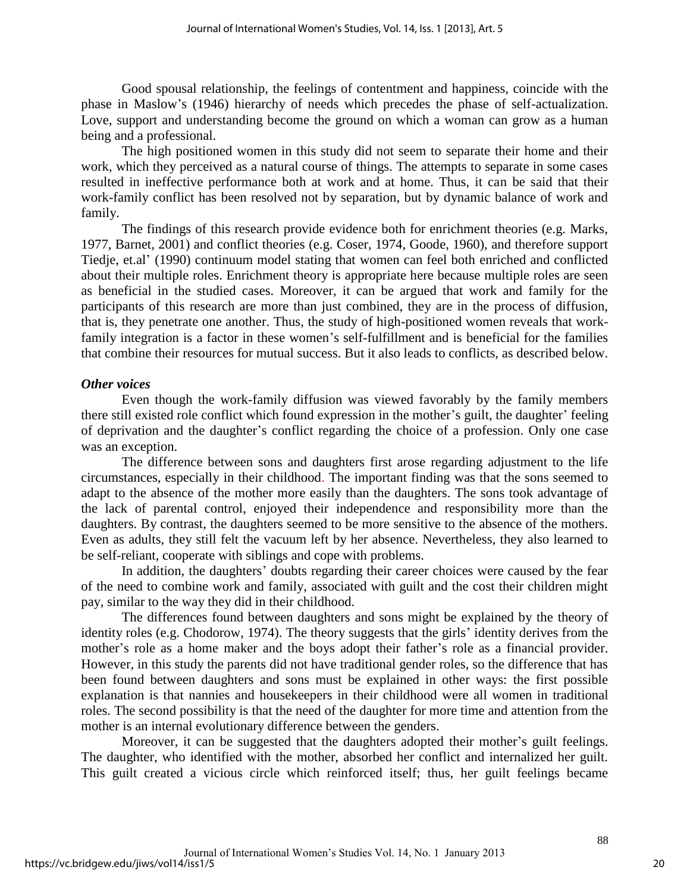Good spousal relationship, the feelings of contentment and happiness, coincide with the phase in Maslow's (1946) hierarchy of needs which precedes the phase of self-actualization. Love, support and understanding become the ground on which a woman can grow as a human being and a professional.

The high positioned women in this study did not seem to separate their home and their work, which they perceived as a natural course of things. The attempts to separate in some cases resulted in ineffective performance both at work and at home. Thus, it can be said that their work-family conflict has been resolved not by separation, but by dynamic balance of work and family.

The findings of this research provide evidence both for enrichment theories (e.g. Marks, 1977, Barnet, 2001) and conflict theories (e.g. Coser, 1974, Goode, 1960), and therefore support Tiedje, et.al' (1990) continuum model stating that women can feel both enriched and conflicted about their multiple roles. Enrichment theory is appropriate here because multiple roles are seen as beneficial in the studied cases. Moreover, it can be argued that work and family for the participants of this research are more than just combined, they are in the process of diffusion, that is, they penetrate one another. Thus, the study of high-positioned women reveals that work-family integration is a factor in these women's self-fulfillment and is beneficial for the families that combine their resources for mutual success. But it also leads to conflicts, as described below.

***Other voices***

Even though the work-family diffusion was viewed favorably by the family members there still existed role conflict which found expression in the mother's guilt, the daughter' feeling of deprivation and the daughter's conflict regarding the choice of a profession. Only one case was an exception.

The difference between sons and daughters first arose regarding adjustment to the life circumstances, especially in their childhood. The important finding was that the sons seemed to adapt to the absence of the mother more easily than the daughters. The sons took advantage of the lack of parental control, enjoyed their independence and responsibility more than the daughters. By contrast, the daughters seemed to be more sensitive to the absence of the mothers. Even as adults, they still felt the vacuum left by her absence. Nevertheless, they also learned to be self-reliant, cooperate with siblings and cope with problems.

In addition, the daughters' doubts regarding their career choices were caused by the fear of the need to combine work and family, associated with guilt and the cost their children might pay, similar to the way they did in their childhood.

The differences found between daughters and sons might be explained by the theory of identity roles (e.g. Chodorow, 1974). The theory suggests that the girls' identity derives from the mother's role as a home maker and the boys adopt their father's role as a financial provider. However, in this study the parents did not have traditional gender roles, so the difference that has been found between daughters and sons must be explained in other ways: the first possible explanation is that nannies and housekeepers in their childhood were all women in traditional roles. The second possibility is that the need of the daughter for more time and attention from the mother is an internal evolutionary difference between the genders.

Moreover, it can be suggested that the daughters adopted their mother's guilt feelings. The daughter, who identified with the mother, absorbed her conflict and internalized her guilt. This guilt created a vicious circle which reinforced itself; thus, her guilt feelings became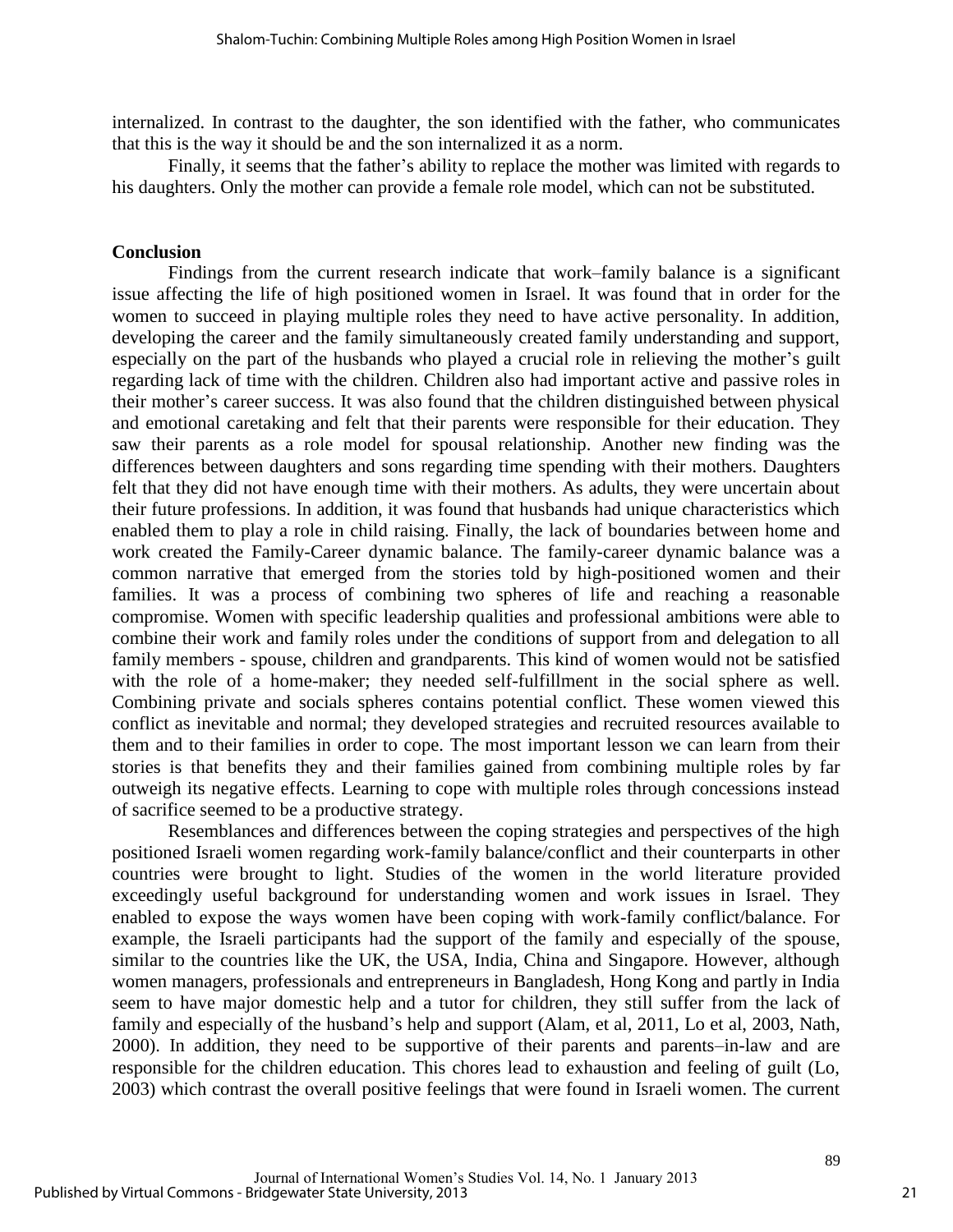internalized. In contrast to the daughter, the son identified with the father, who communicates that this is the way it should be and the son internalized it as a norm.

Finally, it seems that the father's ability to replace the mother was limited with regards to his daughters. Only the mother can provide a female role model, which can not be substituted.

## Conclusion

Findings from the current research indicate that work–family balance is a significant issue affecting the life of high positioned women in Israel. It was found that in order for the women to succeed in playing multiple roles they need to have active personality. In addition, developing the career and the family simultaneously created family understanding and support, especially on the part of the husbands who played a crucial role in relieving the mother's guilt regarding lack of time with the children. Children also had important active and passive roles in their mother's career success. It was also found that the children distinguished between physical and emotional caretaking and felt that their parents were responsible for their education. They saw their parents as a role model for spousal relationship. Another new finding was the differences between daughters and sons regarding time spending with their mothers. Daughters felt that they did not have enough time with their mothers. As adults, they were uncertain about their future professions. In addition, it was found that husbands had unique characteristics which enabled them to play a role in child raising. Finally, the lack of boundaries between home and work created the Family-Career dynamic balance. The family-career dynamic balance was a common narrative that emerged from the stories told by high-positioned women and their families. It was a process of combining two spheres of life and reaching a reasonable compromise. Women with specific leadership qualities and professional ambitions were able to combine their work and family roles under the conditions of support from and delegation to all family members - spouse, children and grandparents. This kind of women would not be satisfied with the role of a home-maker; they needed self-fulfillment in the social sphere as well. Combining private and socials spheres contains potential conflict. These women viewed this conflict as inevitable and normal; they developed strategies and recruited resources available to them and to their families in order to cope. The most important lesson we can learn from their stories is that benefits they and their families gained from combining multiple roles by far outweigh its negative effects. Learning to cope with multiple roles through concessions instead of sacrifice seemed to be a productive strategy.

Resemblances and differences between the coping strategies and perspectives of the high positioned Israeli women regarding work-family balance/conflict and their counterparts in other countries were brought to light. Studies of the women in the world literature provided exceedingly useful background for understanding women and work issues in Israel. They enabled to expose the ways women have been coping with work-family conflict/balance. For example, the Israeli participants had the support of the family and especially of the spouse, similar to the countries like the UK, the USA, India, China and Singapore. However, although women managers, professionals and entrepreneurs in Bangladesh, Hong Kong and partly in India seem to have major domestic help and a tutor for children, they still suffer from the lack of family and especially of the husband's help and support (Alam, et al, 2011, Lo et al, 2003, Nath, 2000). In addition, they need to be supportive of their parents and parents–in-law and are responsible for the children education. This chores lead to exhaustion and feeling of guilt (Lo, 2003) which contrast the overall positive feelings that were found in Israeli women. The current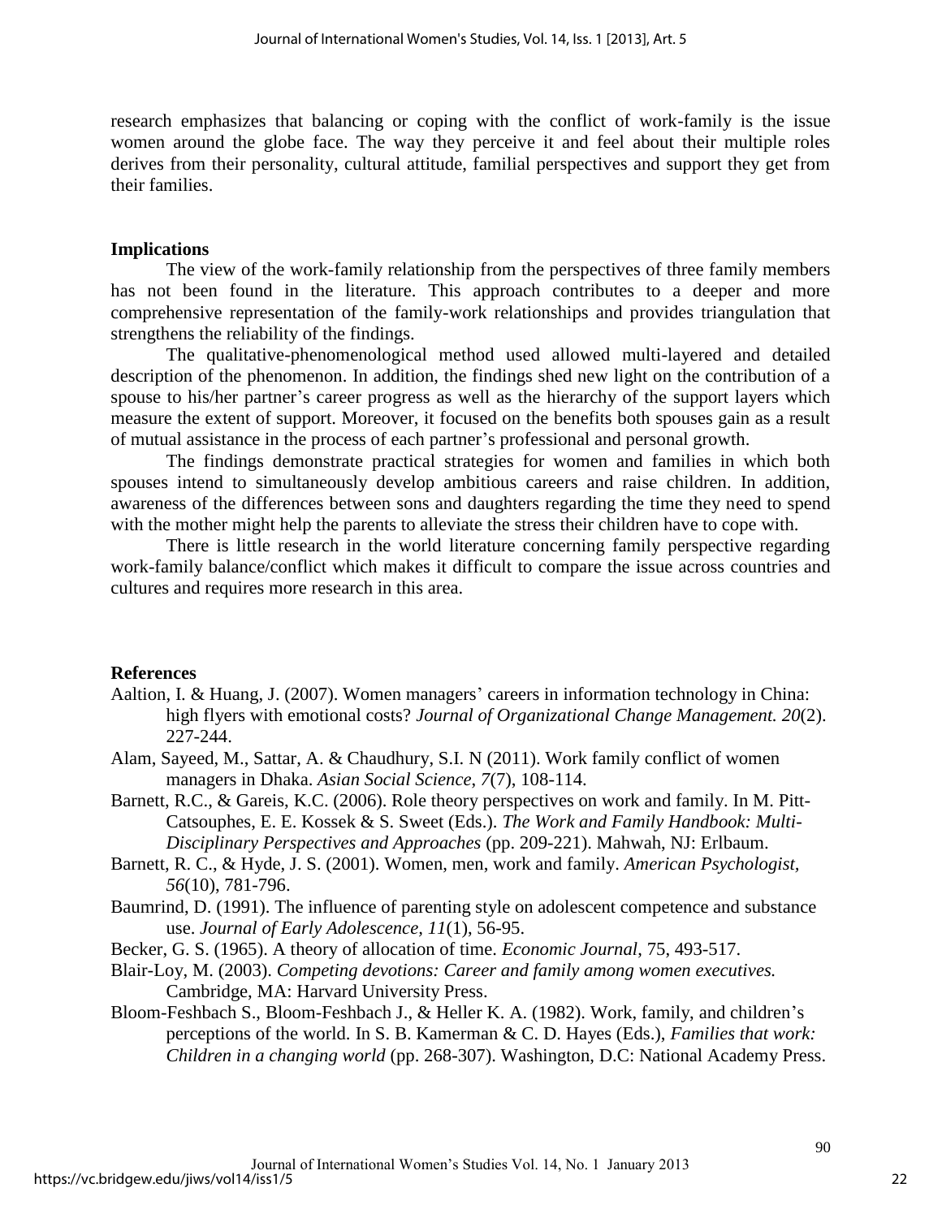research emphasizes that balancing or coping with the conflict of work-family is the issue women around the globe face. The way they perceive it and feel about their multiple roles derives from their personality, cultural attitude, familial perspectives and support they get from their families.

## Implications

The view of the work-family relationship from the perspectives of three family members has not been found in the literature. This approach contributes to a deeper and more comprehensive representation of the family-work relationships and provides triangulation that strengthens the reliability of the findings.

The qualitative-phenomenological method used allowed multi-layered and detailed description of the phenomenon. In addition, the findings shed new light on the contribution of a spouse to his/her partner's career progress as well as the hierarchy of the support layers which measure the extent of support. Moreover, it focused on the benefits both spouses gain as a result of mutual assistance in the process of each partner's professional and personal growth.

The findings demonstrate practical strategies for women and families in which both spouses intend to simultaneously develop ambitious careers and raise children. In addition, awareness of the differences between sons and daughters regarding the time they need to spend with the mother might help the parents to alleviate the stress their children have to cope with.

There is little research in the world literature concerning family perspective regarding work-family balance/conflict which makes it difficult to compare the issue across countries and cultures and requires more research in this area.

## References

Aaltion, I. & Huang, J. (2007). Women managers' careers in information technology in China: high flyers with emotional costs? *Journal of Organizational Change Management. 20*(2). 227-244.

Alam, Sayeed, M., Sattar, A. & Chaudhury, S.I. N (2011). Work family conflict of women managers in Dhaka. *Asian Social Science*, *7*(7), 108-114.

Barnett, R.C., & Gareis, K.C. (2006). Role theory perspectives on work and family. In M. Pitt-Catsouphes, E. E. Kossek & S. Sweet (Eds.). *The Work and Family Handbook: Multi-Disciplinary Perspectives and Approaches* (pp. 209-221). Mahwah, NJ: Erlbaum.

Barnett, R. C., & Hyde, J. S. (2001). Women, men, work and family. *American Psychologist*, *56*(10), 781-796.

Baumrind, D. (1991). The influence of parenting style on adolescent competence and substance use. *Journal of Early Adolescence*, *11*(1), 56-95.

Becker, G. S. (1965). A theory of allocation of time. *Economic Journal*, 75, 493-517.

Blair-Loy, M. (2003). *Competing devotions: Career and family among women executives.* Cambridge, MA: Harvard University Press.

Bloom-Feshbach S., Bloom-Feshbach J., & Heller K. A. (1982). Work, family, and children's perceptions of the world. In S. B. Kamerman & C. D. Hayes (Eds.), *Families that work: Children in a changing world* (pp. 268-307). Washington, D.C: National Academy Press.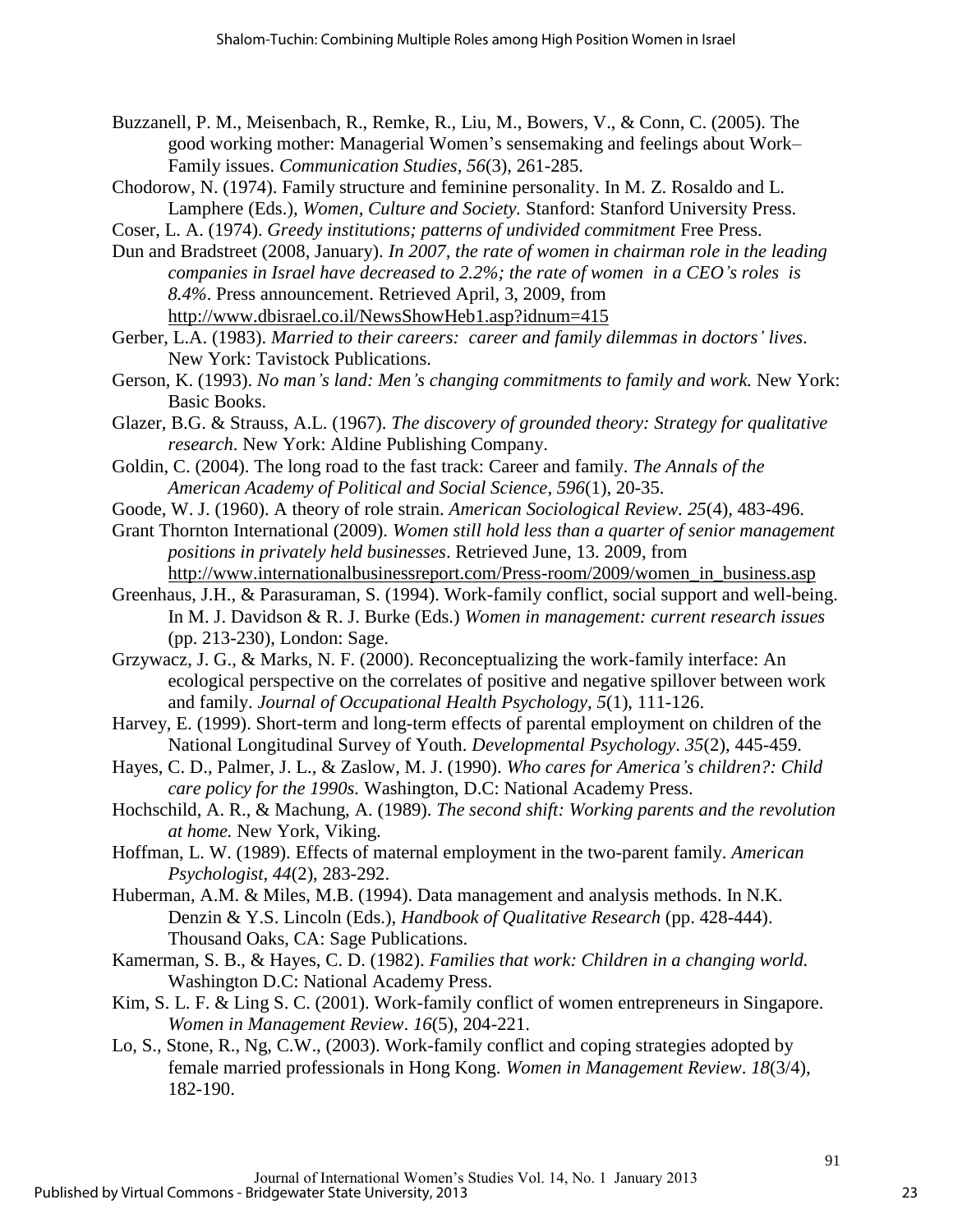Buzzanell, P. M., Meisenbach, R., Remke, R., Liu, M., Bowers, V., & Conn, C. (2005). The good working mother: Managerial Women's sensemaking and feelings about Work–Family issues. *Communication Studies*, *56*(3), 261-285.

Chodorow, N. (1974). Family structure and feminine personality. In M. Z. Rosaldo and L. Lamphere (Eds.), *Women, Culture and Society.* Stanford: Stanford University Press.

Coser, L. A. (1974). *Greedy institutions; patterns of undivided commitment* Free Press.

Dun and Bradstreet (2008, January). *In 2007, the rate of women in chairman role in the leading companies in Israel have decreased to 2.2%; the rate of women in a CEO's roles is 8.4%*. Press announcement. Retrieved April, 3, 2009, from http://www.dbisrael.co.il/NewsShowHeb1.asp?idnum=415

Gerber, L.A. (1983). *Married to their careers: career and family dilemmas in doctors' lives*. New York: Tavistock Publications.

Gerson, K. (1993). *No man's land: Men's changing commitments to family and work.* New York: Basic Books.

Glazer, B.G. & Strauss, A.L. (1967). *The discovery of grounded theory: Strategy for qualitative research*. New York: Aldine Publishing Company.

Goldin, C. (2004). The long road to the fast track: Career and family. *The Annals of the American Academy of Political and Social Science, 596*(1), 20-35.

Goode, W. J. (1960). A theory of role strain. *American Sociological Review. 25*(4), 483-496.

Grant Thornton International (2009). *Women still hold less than a quarter of senior management positions in privately held businesses*. Retrieved June, 13. 2009, from http://www.internationalbusinessreport.com/Press-room/2009/women_in_business.asp

Greenhaus, J.H., & Parasuraman, S. (1994). Work-family conflict, social support and well-being. In M. J. Davidson & R. J. Burke (Eds.) *Women in management: current research issues* (pp. 213-230), London: Sage.

Grzywacz, J. G., & Marks, N. F. (2000). Reconceptualizing the work-family interface: An ecological perspective on the correlates of positive and negative spillover between work and family. *Journal of Occupational Health Psychology, 5*(1), 111-126.

Harvey, E. (1999). Short-term and long-term effects of parental employment on children of the National Longitudinal Survey of Youth. *Developmental Psychology*. *35*(2), 445-459.

Hayes, C. D., Palmer, J. L., & Zaslow, M. J. (1990). *Who cares for America's children?: Child care policy for the 1990s*. Washington, D.C: National Academy Press.

Hochschild, A. R., & Machung, A. (1989). *The second shift: Working parents and the revolution at home.* New York, Viking.

Hoffman, L. W. (1989). Effects of maternal employment in the two-parent family. *American Psychologist, 44*(2), 283-292.

Huberman, A.M. & Miles, M.B. (1994). Data management and analysis methods. In N.K. Denzin & Y.S. Lincoln (Eds.), *Handbook of Qualitative Research* (pp. 428-444). Thousand Oaks, CA: Sage Publications.

Kamerman, S. B., & Hayes, C. D. (1982). *Families that work: Children in a changing world.* Washington D.C: National Academy Press.

Kim, S. L. F. & Ling S. C. (2001). Work-family conflict of women entrepreneurs in Singapore. *Women in Management Review*. *16*(5), 204-221.

Lo, S., Stone, R., Ng, C.W., (2003). Work-family conflict and coping strategies adopted by female married professionals in Hong Kong. *Women in Management Review*. *18*(3/4), 182-190.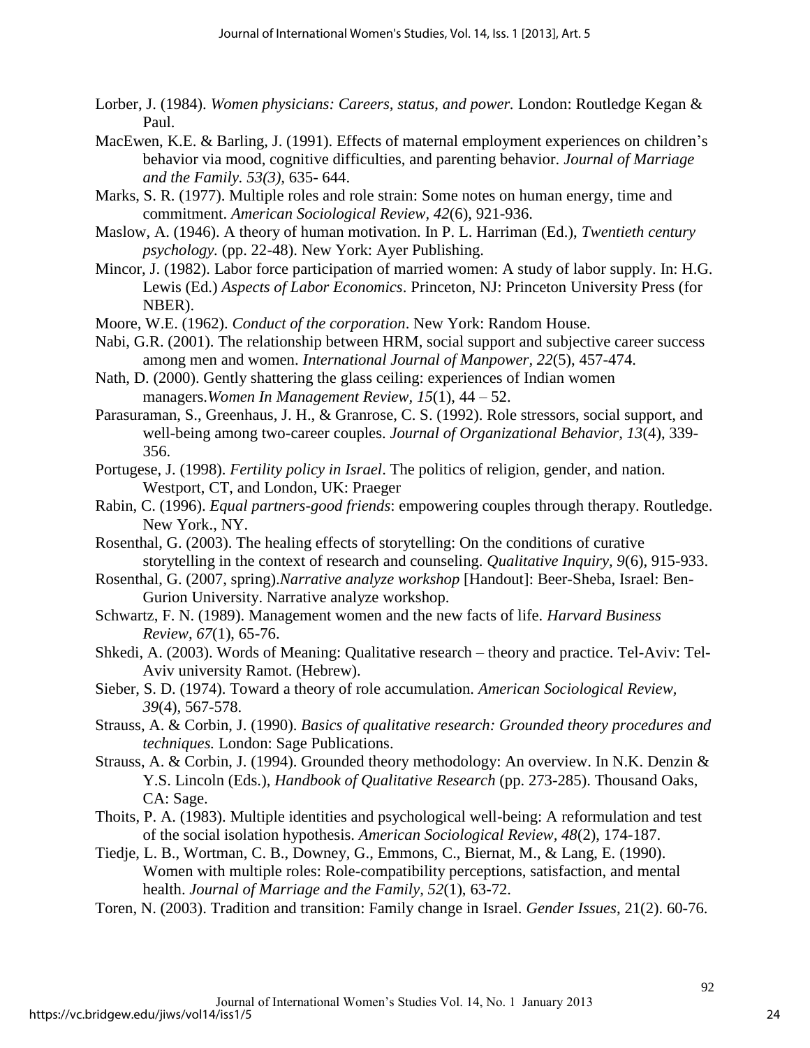Lorber, J. (1984). *Women physicians: Careers, status, and power.* London: Routledge Kegan & Paul.

MacEwen, K.E. & Barling, J. (1991). Effects of maternal employment experiences on children's behavior via mood, cognitive difficulties, and parenting behavior. *Journal of Marriage and the Family. 53(3),* 635- 644.

Marks, S. R. (1977). Multiple roles and role strain: Some notes on human energy, time and commitment. *American Sociological Review, 42*(6), 921-936.

Maslow, A. (1946). A theory of human motivation. In P. L. Harriman (Ed.), *Twentieth century psychology.* (pp. 22-48). New York: Ayer Publishing.

Mincor, J. (1982). Labor force participation of married women: A study of labor supply. In: H.G. Lewis (Ed.) *Aspects of Labor Economics*. Princeton, NJ: Princeton University Press (for NBER).

Moore, W.E. (1962). *Conduct of the corporation*. New York: Random House.

Nabi, G.R. (2001). The relationship between HRM, social support and subjective career success among men and women. *International Journal of Manpower, 22*(5), 457-474.

Nath, D. (2000). Gently shattering the glass ceiling: experiences of Indian women managers.*Women In Management Review, 15*(1), 44 – 52.

Parasuraman, S., Greenhaus, J. H., & Granrose, C. S. (1992). Role stressors, social support, and well-being among two-career couples. *Journal of Organizational Behavior, 13*(4), 339-356.

Portugese, J. (1998). *Fertility policy in Israel*. The politics of religion, gender, and nation. Westport, CT, and London, UK: Praeger

Rabin, C. (1996). *Equal partners-good friends*: empowering couples through therapy. Routledge. New York., NY.

Rosenthal, G. (2003). The healing effects of storytelling: On the conditions of curative storytelling in the context of research and counseling. *Qualitative Inquiry, 9*(6), 915-933.

Rosenthal, G. (2007, spring).*Narrative analyze workshop* [Handout]: Beer-Sheba, Israel: Ben-Gurion University. Narrative analyze workshop.

Schwartz, F. N. (1989). Management women and the new facts of life. *Harvard Business Review, 67*(1), 65-76.

Shkedi, A. (2003). Words of Meaning: Qualitative research – theory and practice. Tel-Aviv: Tel-Aviv university Ramot. (Hebrew).

Sieber, S. D. (1974). Toward a theory of role accumulation. *American Sociological Review, 39*(4), 567-578.

Strauss, A. & Corbin, J. (1990). *Basics of qualitative research: Grounded theory procedures and techniques.* London: Sage Publications.

Strauss, A. & Corbin, J. (1994). Grounded theory methodology: An overview. In N.K. Denzin & Y.S. Lincoln (Eds.), *Handbook of Qualitative Research* (pp. 273-285). Thousand Oaks, CA: Sage.

Thoits, P. A. (1983). Multiple identities and psychological well-being: A reformulation and test of the social isolation hypothesis. *American Sociological Review, 48*(2), 174-187.

Tiedje, L. B., Wortman, C. B., Downey, G., Emmons, C., Biernat, M., & Lang, E. (1990). Women with multiple roles: Role-compatibility perceptions, satisfaction, and mental health. *Journal of Marriage and the Family, 52*(1), 63-72.

Toren, N. (2003). Tradition and transition: Family change in Israel. *Gender Issues*, 21(2). 60-76.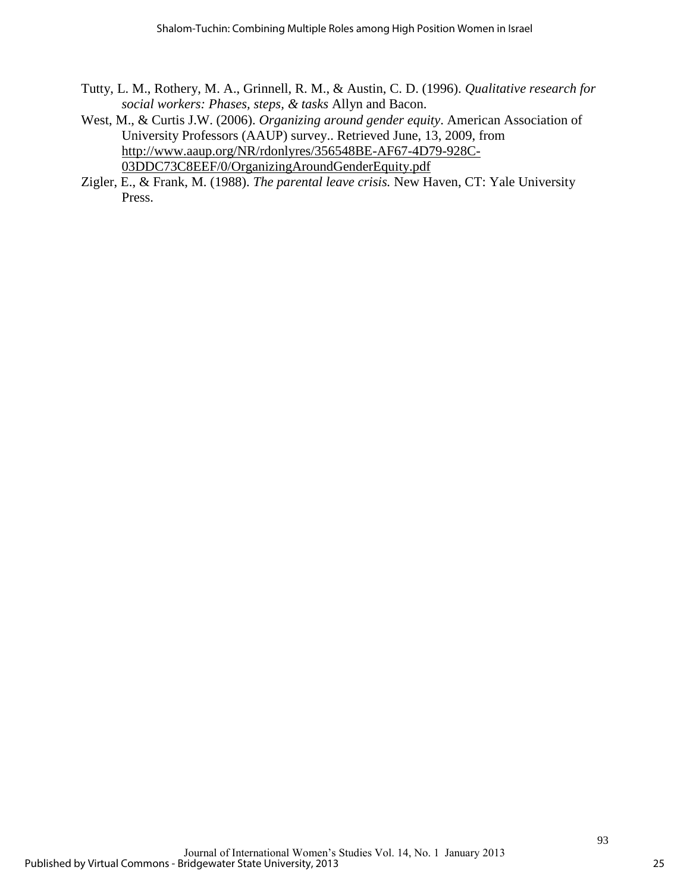Tutty, L. M., Rothery, M. A., Grinnell, R. M., & Austin, C. D. (1996). *Qualitative research for social workers: Phases, steps, & tasks* Allyn and Bacon.

West, M., & Curtis J.W. (2006). *Organizing around gender equity*. American Association of University Professors (AAUP) survey.. Retrieved June, 13, 2009, from http://www.aaup.org/NR/rdonlyres/356548BE-AF67-4D79-928C-03DDC73C8EEF/0/OrganizingAroundGenderEquity.pdf

Zigler, E., & Frank, M. (1988). *The parental leave crisis.* New Haven, CT: Yale University Press.